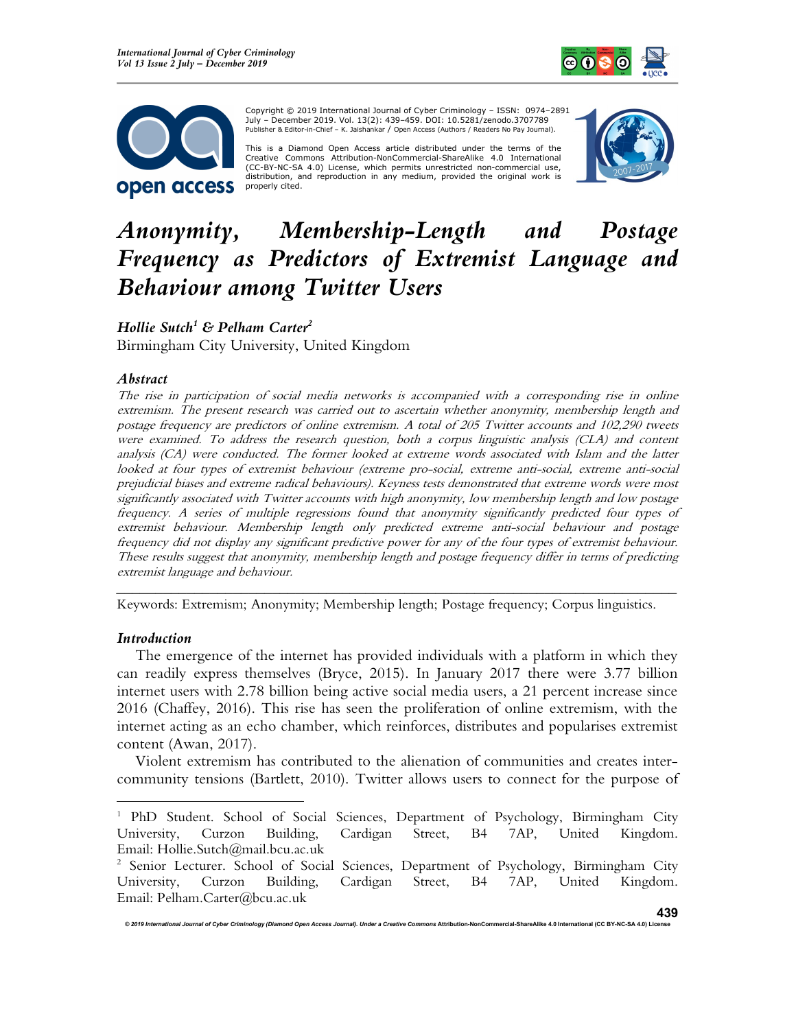Copyright © 2019 International Journal of Cyber Criminology – ISSN: 0974–2891 July – December 2019. Vol. 13(2): 439–459. DOI: 10.5281/zenodo.3707789
Publisher & Editor-in-Chief – K. Jaishankar / Open Access (Authors / Readers No Pay Journal).

This is a Diamond Open Access article distributed under the terms of the Creative Commons Attribution-NonCommercial-ShareAlike 4.0 International (CC-BY-NC-SA 4.0) License, which permits unrestricted non-commercial use, distribution, and reproduction in any medium, provided the original work is properly cited.

# *Anonymity, Membership-Length and Postage Frequency as Predictors of Extremist Language and Behaviour among Twitter Users*

***Hollie Sutch[1] & Pelham Carter[2]***

Birmingham City University, United Kingdom

### *Abstract*

*The rise in participation of social media networks is accompanied with a corresponding rise in online extremism. The present research was carried out to ascertain whether anonymity, membership length and postage frequency are predictors of online extremism. A total of 205 Twitter accounts and 102,290 tweets were examined. To address the research question, both a corpus linguistic analysis (CLA) and content analysis (CA) were conducted. The former looked at extreme words associated with Islam and the latter looked at four types of extremist behaviour (extreme pro-social, extreme anti-social, extreme anti-social prejudicial biases and extreme radical behaviours). Keyness tests demonstrated that extreme words were most significantly associated with Twitter accounts with high anonymity, low membership length and low postage frequency. A series of multiple regressions found that anonymity significantly predicted four types of extremist behaviour. Membership length only predicted extreme anti-social behaviour and postage frequency did not display any significant predictive power for any of the four types of extremist behaviour. These results suggest that anonymity, membership length and postage frequency differ in terms of predicting extremist language and behaviour.*

---

Keywords: Extremism; Anonymity; Membership length; Postage frequency; Corpus linguistics.

### *Introduction*

The emergence of the internet has provided individuals with a platform in which they can readily express themselves (Bryce, 2015). In January 2017 there were 3.77 billion internet users with 2.78 billion being active social media users, a 21 percent increase since 2016 (Chaffey, 2016). This rise has seen the proliferation of online extremism, with the internet acting as an echo chamber, which reinforces, distributes and popularises extremist content (Awan, 2017).

Violent extremism has contributed to the alienation of communities and creates inter-community tensions (Bartlett, 2010). Twitter allows users to connect for the purpose of

---

[1] PhD Student. School of Social Sciences, Department of Psychology, Birmingham City University, Curzon Building, Cardigan Street, B4 7AP, United Kingdom. Email: Hollie.Sutch@mail.bcu.ac.uk

[2] Senior Lecturer. School of Social Sciences, Department of Psychology, Birmingham City University, Curzon Building, Cardigan Street, B4 7AP, United Kingdom. Email: Pelham.Carter@bcu.ac.uk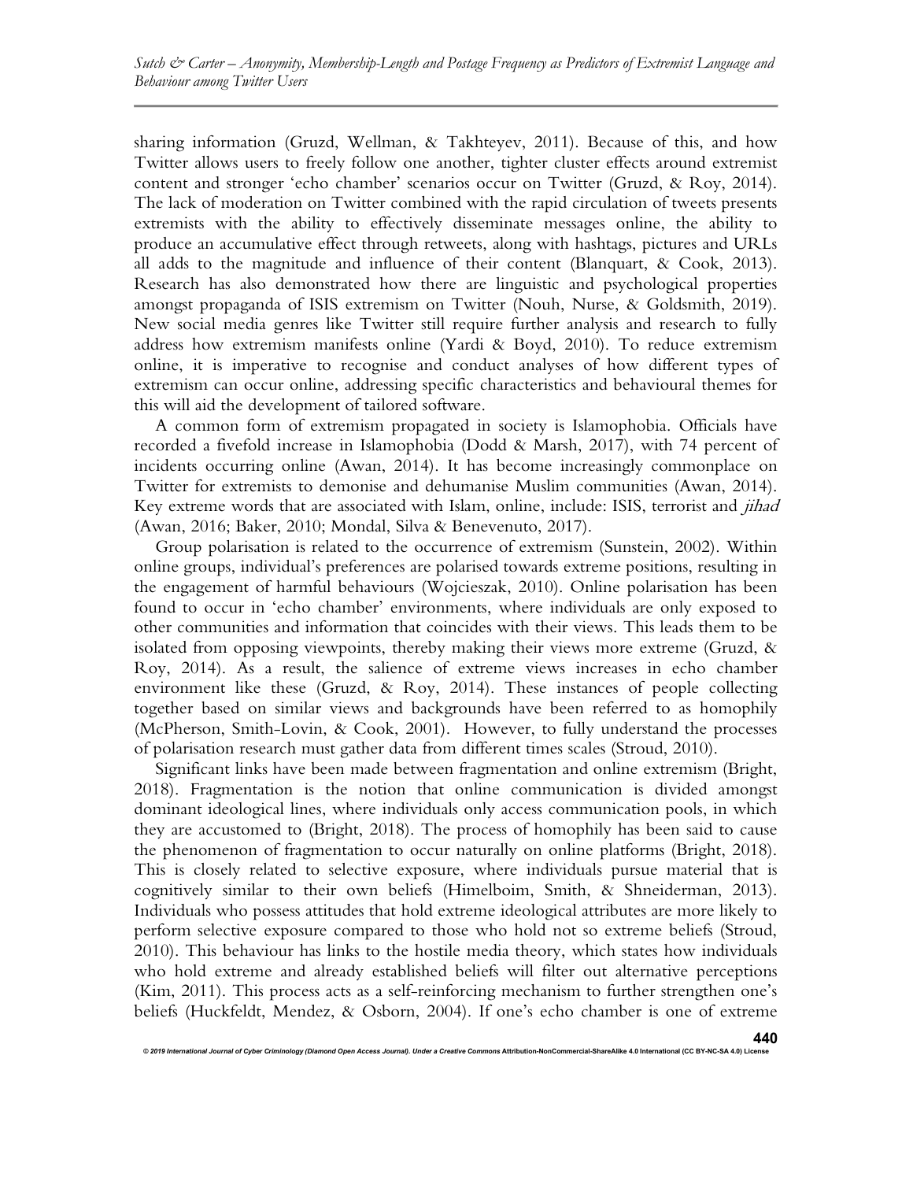sharing information (Gruzd, Wellman, & Takhteyev, 2011). Because of this, and how Twitter allows users to freely follow one another, tighter cluster effects around extremist content and stronger 'echo chamber' scenarios occur on Twitter (Gruzd, & Roy, 2014). The lack of moderation on Twitter combined with the rapid circulation of tweets presents extremists with the ability to effectively disseminate messages online, the ability to produce an accumulative effect through retweets, along with hashtags, pictures and URLs all adds to the magnitude and influence of their content (Blanquart, & Cook, 2013). Research has also demonstrated how there are linguistic and psychological properties amongst propaganda of ISIS extremism on Twitter (Nouh, Nurse, & Goldsmith, 2019). New social media genres like Twitter still require further analysis and research to fully address how extremism manifests online (Yardi & Boyd, 2010). To reduce extremism online, it is imperative to recognise and conduct analyses of how different types of extremism can occur online, addressing specific characteristics and behavioural themes for this will aid the development of tailored software.

A common form of extremism propagated in society is Islamophobia. Officials have recorded a fivefold increase in Islamophobia (Dodd & Marsh, 2017), with 74 percent of incidents occurring online (Awan, 2014). It has become increasingly commonplace on Twitter for extremists to demonise and dehumanise Muslim communities (Awan, 2014). Key extreme words that are associated with Islam, online, include: ISIS, terrorist and *jihad* (Awan, 2016; Baker, 2010; Mondal, Silva & Benevenuto, 2017).

Group polarisation is related to the occurrence of extremism (Sunstein, 2002). Within online groups, individual's preferences are polarised towards extreme positions, resulting in the engagement of harmful behaviours (Wojcieszak, 2010). Online polarisation has been found to occur in 'echo chamber' environments, where individuals are only exposed to other communities and information that coincides with their views. This leads them to be isolated from opposing viewpoints, thereby making their views more extreme (Gruzd, & Roy, 2014). As a result, the salience of extreme views increases in echo chamber environment like these (Gruzd, & Roy, 2014). These instances of people collecting together based on similar views and backgrounds have been referred to as homophily (McPherson, Smith-Lovin, & Cook, 2001). However, to fully understand the processes of polarisation research must gather data from different times scales (Stroud, 2010).

Significant links have been made between fragmentation and online extremism (Bright, 2018). Fragmentation is the notion that online communication is divided amongst dominant ideological lines, where individuals only access communication pools, in which they are accustomed to (Bright, 2018). The process of homophily has been said to cause the phenomenon of fragmentation to occur naturally on online platforms (Bright, 2018). This is closely related to selective exposure, where individuals pursue material that is cognitively similar to their own beliefs (Himelboim, Smith, & Shneiderman, 2013). Individuals who possess attitudes that hold extreme ideological attributes are more likely to perform selective exposure compared to those who hold not so extreme beliefs (Stroud, 2010). This behaviour has links to the hostile media theory, which states how individuals who hold extreme and already established beliefs will filter out alternative perceptions (Kim, 2011). This process acts as a self-reinforcing mechanism to further strengthen one's beliefs (Huckfeldt, Mendez, & Osborn, 2004). If one's echo chamber is one of extreme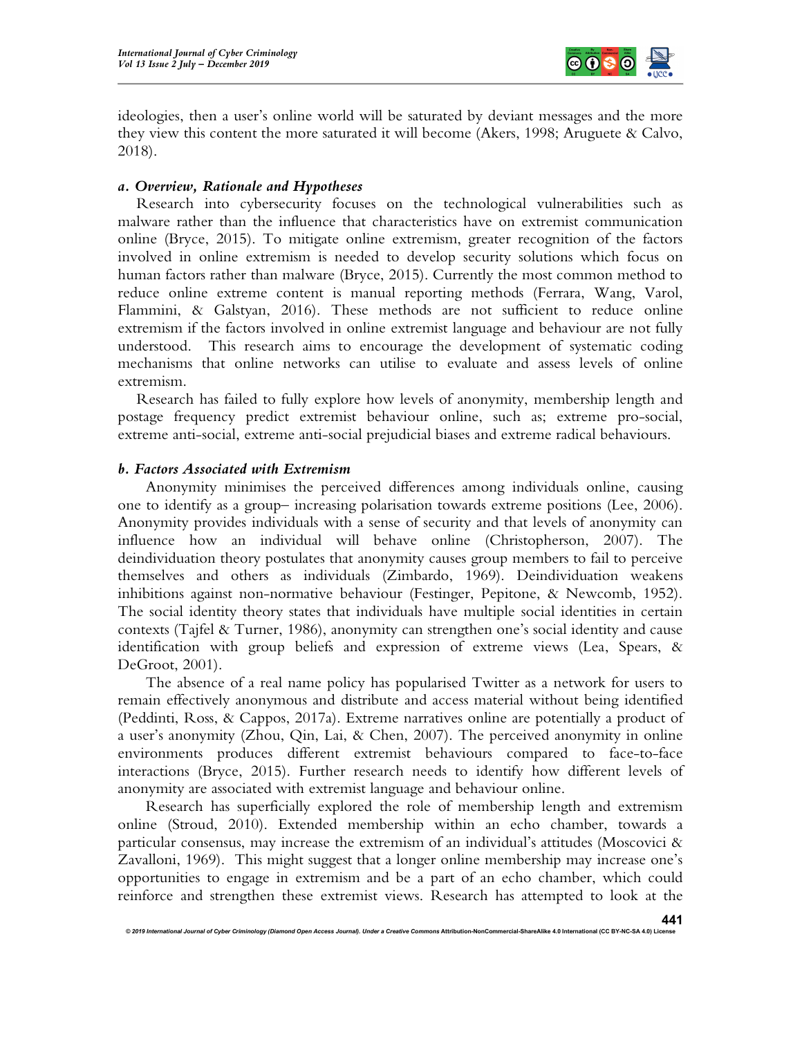ideologies, then a user's online world will be saturated by deviant messages and the more they view this content the more saturated it will become (Akers, 1998; Aruguete & Calvo, 2018).

### *a. Overview, Rationale and Hypotheses*

Research into cybersecurity focuses on the technological vulnerabilities such as malware rather than the influence that characteristics have on extremist communication online (Bryce, 2015). To mitigate online extremism, greater recognition of the factors involved in online extremism is needed to develop security solutions which focus on human factors rather than malware (Bryce, 2015). Currently the most common method to reduce online extreme content is manual reporting methods (Ferrara, Wang, Varol, Flammini, & Galstyan, 2016). These methods are not sufficient to reduce online extremism if the factors involved in online extremist language and behaviour are not fully understood. This research aims to encourage the development of systematic coding mechanisms that online networks can utilise to evaluate and assess levels of online extremism.

Research has failed to fully explore how levels of anonymity, membership length and postage frequency predict extremist behaviour online, such as; extreme pro-social, extreme anti-social, extreme anti-social prejudicial biases and extreme radical behaviours.

### *b. Factors Associated with Extremism*

Anonymity minimises the perceived differences among individuals online, causing one to identify as a group– increasing polarisation towards extreme positions (Lee, 2006). Anonymity provides individuals with a sense of security and that levels of anonymity can influence how an individual will behave online (Christopherson, 2007). The deindividuation theory postulates that anonymity causes group members to fail to perceive themselves and others as individuals (Zimbardo, 1969). Deindividuation weakens inhibitions against non-normative behaviour (Festinger, Pepitone, & Newcomb, 1952). The social identity theory states that individuals have multiple social identities in certain contexts (Tajfel & Turner, 1986), anonymity can strengthen one's social identity and cause identification with group beliefs and expression of extreme views (Lea, Spears, & DeGroot, 2001).

The absence of a real name policy has popularised Twitter as a network for users to remain effectively anonymous and distribute and access material without being identified (Peddinti, Ross, & Cappos, 2017a). Extreme narratives online are potentially a product of a user's anonymity (Zhou, Qin, Lai, & Chen, 2007). The perceived anonymity in online environments produces different extremist behaviours compared to face-to-face interactions (Bryce, 2015). Further research needs to identify how different levels of anonymity are associated with extremist language and behaviour online.

Research has superficially explored the role of membership length and extremism online (Stroud, 2010). Extended membership within an echo chamber, towards a particular consensus, may increase the extremism of an individual's attitudes (Moscovici & Zavalloni, 1969). This might suggest that a longer online membership may increase one's opportunities to engage in extremism and be a part of an echo chamber, which could reinforce and strengthen these extremist views. Research has attempted to look at the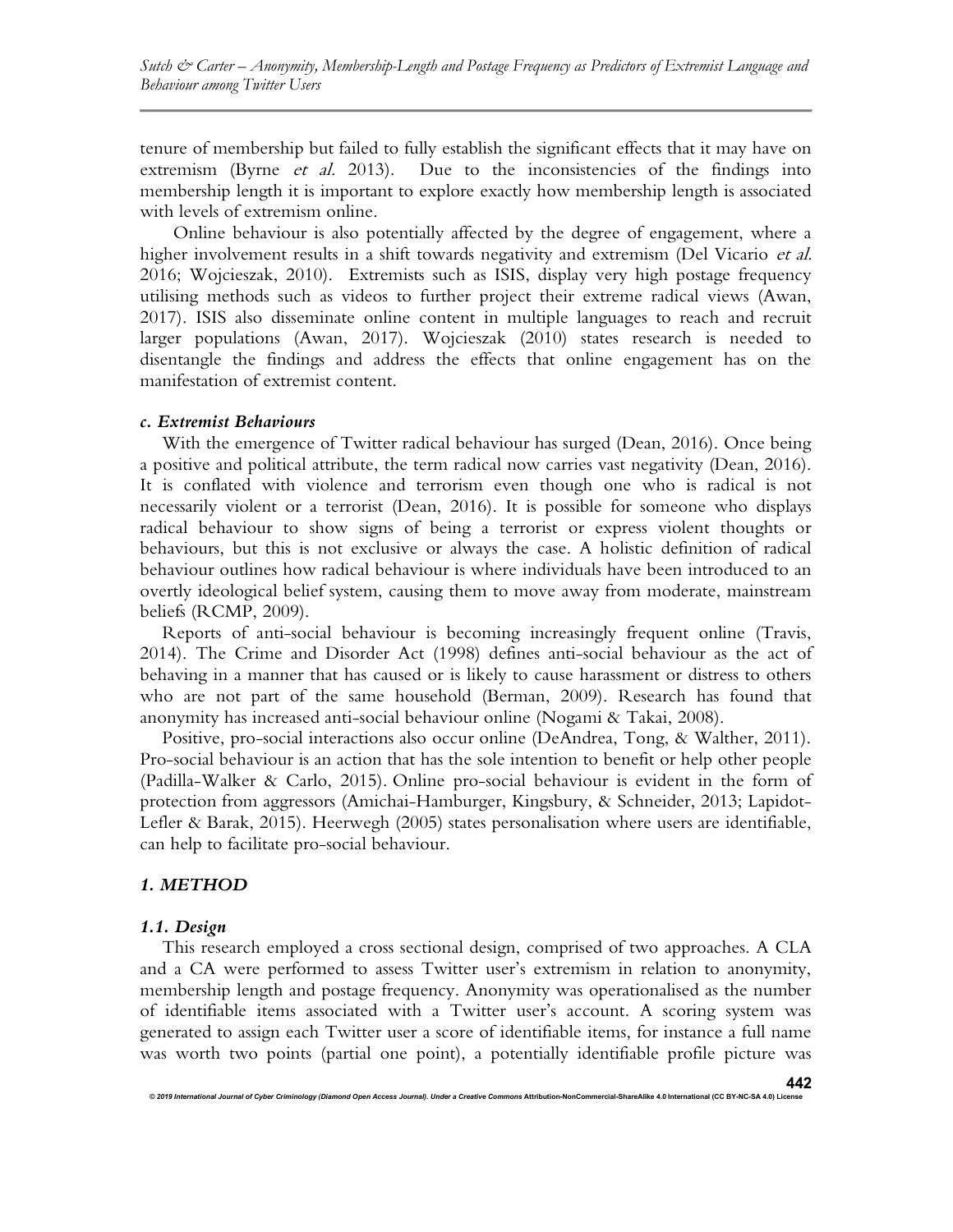tenure of membership but failed to fully establish the significant effects that it may have on extremism (Byrne *et al.* 2013). Due to the inconsistencies of the findings into membership length it is important to explore exactly how membership length is associated with levels of extremism online.

Online behaviour is also potentially affected by the degree of engagement, where a higher involvement results in a shift towards negativity and extremism (Del Vicario *et al.* 2016; Wojcieszak, 2010). Extremists such as ISIS, display very high postage frequency utilising methods such as videos to further project their extreme radical views (Awan, 2017). ISIS also disseminate online content in multiple languages to reach and recruit larger populations (Awan, 2017). Wojcieszak (2010) states research is needed to disentangle the findings and address the effects that online engagement has on the manifestation of extremist content.

### *c. Extremist Behaviours*

With the emergence of Twitter radical behaviour has surged (Dean, 2016). Once being a positive and political attribute, the term radical now carries vast negativity (Dean, 2016). It is conflated with violence and terrorism even though one who is radical is not necessarily violent or a terrorist (Dean, 2016). It is possible for someone who displays radical behaviour to show signs of being a terrorist or express violent thoughts or behaviours, but this is not exclusive or always the case. A holistic definition of radical behaviour outlines how radical behaviour is where individuals have been introduced to an overtly ideological belief system, causing them to move away from moderate, mainstream beliefs (RCMP, 2009).

Reports of anti-social behaviour is becoming increasingly frequent online (Travis, 2014). The Crime and Disorder Act (1998) defines anti-social behaviour as the act of behaving in a manner that has caused or is likely to cause harassment or distress to others who are not part of the same household (Berman, 2009). Research has found that anonymity has increased anti-social behaviour online (Nogami & Takai, 2008).

Positive, pro-social interactions also occur online (DeAndrea, Tong, & Walther, 2011). Pro-social behaviour is an action that has the sole intention to benefit or help other people (Padilla-Walker & Carlo, 2015). Online pro-social behaviour is evident in the form of protection from aggressors (Amichai-Hamburger, Kingsbury, & Schneider, 2013; Lapidot-Lefler & Barak, 2015). Heerwegh (2005) states personalisation where users are identifiable, can help to facilitate pro-social behaviour.

## *1. METHOD*

### *1.1. Design*

This research employed a cross sectional design, comprised of two approaches. A CLA and a CA were performed to assess Twitter user's extremism in relation to anonymity, membership length and postage frequency. Anonymity was operationalised as the number of identifiable items associated with a Twitter user's account. A scoring system was generated to assign each Twitter user a score of identifiable items, for instance a full name was worth two points (partial one point), a potentially identifiable profile picture was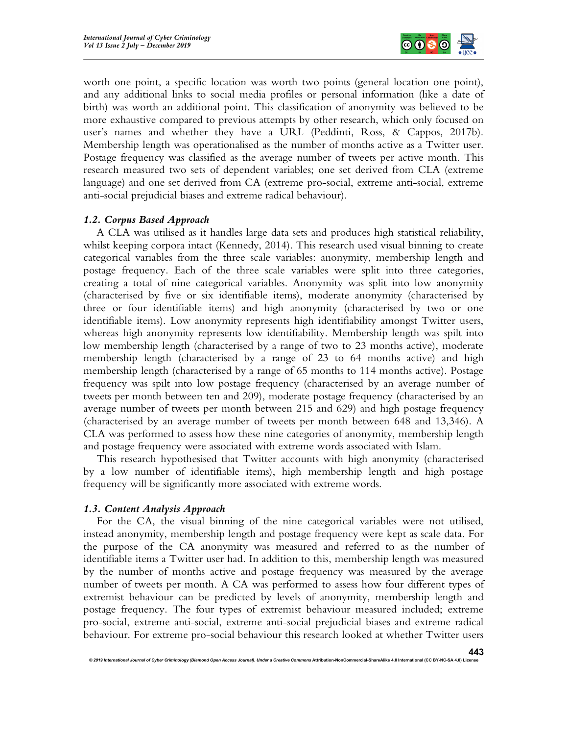worth one point, a specific location was worth two points (general location one point), and any additional links to social media profiles or personal information (like a date of birth) was worth an additional point. This classification of anonymity was believed to be more exhaustive compared to previous attempts by other research, which only focused on user's names and whether they have a URL (Peddinti, Ross, & Cappos, 2017b). Membership length was operationalised as the number of months active as a Twitter user. Postage frequency was classified as the average number of tweets per active month. This research measured two sets of dependent variables; one set derived from CLA (extreme language) and one set derived from CA (extreme pro-social, extreme anti-social, extreme anti-social prejudicial biases and extreme radical behaviour).

### *1.2. Corpus Based Approach*

A CLA was utilised as it handles large data sets and produces high statistical reliability, whilst keeping corpora intact (Kennedy, 2014). This research used visual binning to create categorical variables from the three scale variables: anonymity, membership length and postage frequency. Each of the three scale variables were split into three categories, creating a total of nine categorical variables. Anonymity was split into low anonymity (characterised by five or six identifiable items), moderate anonymity (characterised by three or four identifiable items) and high anonymity (characterised by two or one identifiable items). Low anonymity represents high identifiability amongst Twitter users, whereas high anonymity represents low identifiability. Membership length was spilt into low membership length (characterised by a range of two to 23 months active), moderate membership length (characterised by a range of 23 to 64 months active) and high membership length (characterised by a range of 65 months to 114 months active). Postage frequency was spilt into low postage frequency (characterised by an average number of tweets per month between ten and 209), moderate postage frequency (characterised by an average number of tweets per month between 215 and 629) and high postage frequency (characterised by an average number of tweets per month between 648 and 13,346). A CLA was performed to assess how these nine categories of anonymity, membership length and postage frequency were associated with extreme words associated with Islam.

This research hypothesised that Twitter accounts with high anonymity (characterised by a low number of identifiable items), high membership length and high postage frequency will be significantly more associated with extreme words.

### *1.3. Content Analysis Approach*

For the CA, the visual binning of the nine categorical variables were not utilised, instead anonymity, membership length and postage frequency were kept as scale data. For the purpose of the CA anonymity was measured and referred to as the number of identifiable items a Twitter user had. In addition to this, membership length was measured by the number of months active and postage frequency was measured by the average number of tweets per month. A CA was performed to assess how four different types of extremist behaviour can be predicted by levels of anonymity, membership length and postage frequency. The four types of extremist behaviour measured included; extreme pro-social, extreme anti-social, extreme anti-social prejudicial biases and extreme radical behaviour. For extreme pro-social behaviour this research looked at whether Twitter users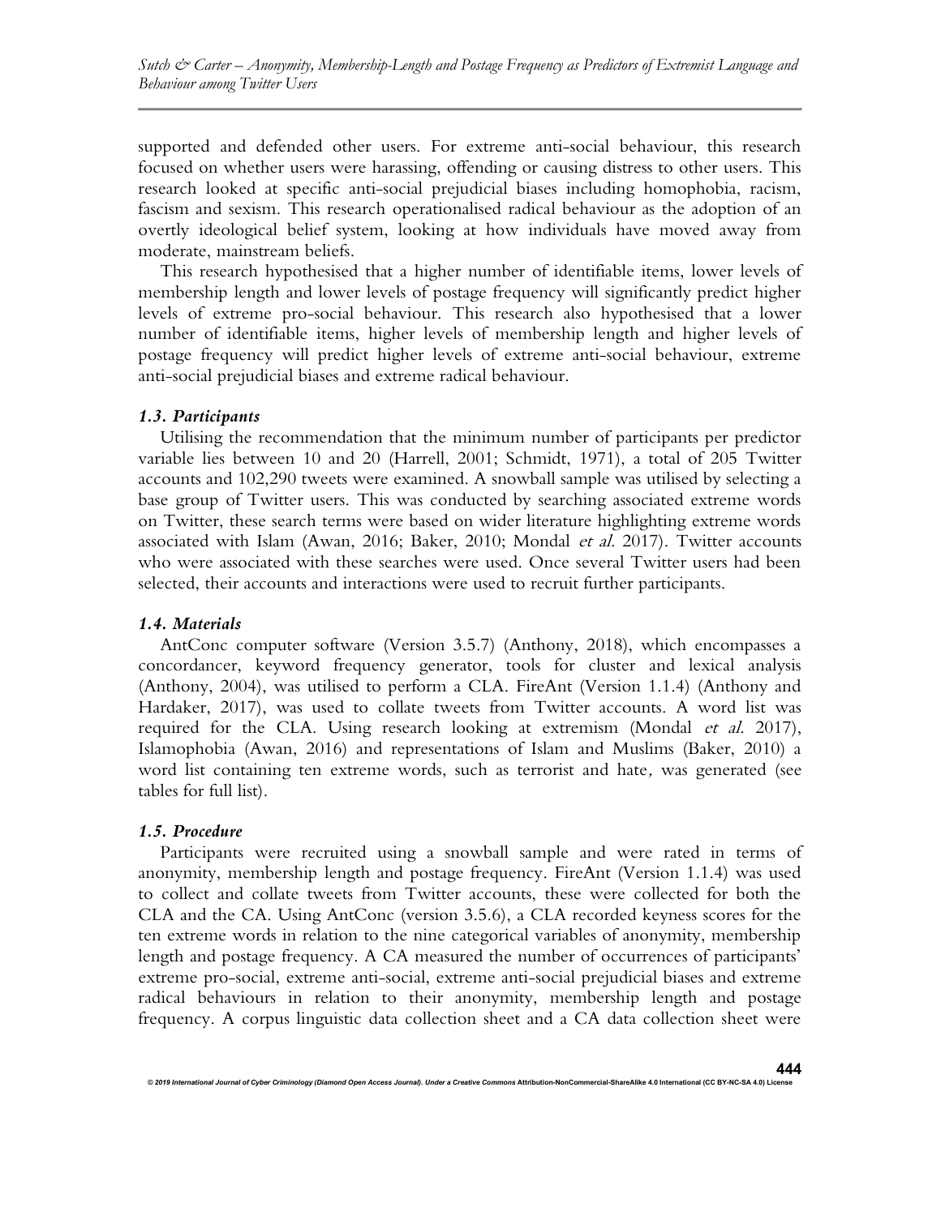supported and defended other users. For extreme anti-social behaviour, this research focused on whether users were harassing, offending or causing distress to other users. This research looked at specific anti-social prejudicial biases including homophobia, racism, fascism and sexism. This research operationalised radical behaviour as the adoption of an overtly ideological belief system, looking at how individuals have moved away from moderate, mainstream beliefs.

This research hypothesised that a higher number of identifiable items, lower levels of membership length and lower levels of postage frequency will significantly predict higher levels of extreme pro-social behaviour. This research also hypothesised that a lower number of identifiable items, higher levels of membership length and higher levels of postage frequency will predict higher levels of extreme anti-social behaviour, extreme anti-social prejudicial biases and extreme radical behaviour.

### *1.3. Participants*

Utilising the recommendation that the minimum number of participants per predictor variable lies between 10 and 20 (Harrell, 2001; Schmidt, 1971), a total of 205 Twitter accounts and 102,290 tweets were examined. A snowball sample was utilised by selecting a base group of Twitter users. This was conducted by searching associated extreme words on Twitter, these search terms were based on wider literature highlighting extreme words associated with Islam (Awan, 2016; Baker, 2010; Mondal *et al.* 2017). Twitter accounts who were associated with these searches were used. Once several Twitter users had been selected, their accounts and interactions were used to recruit further participants.

### *1.4. Materials*

AntConc computer software (Version 3.5.7) (Anthony, 2018), which encompasses a concordancer, keyword frequency generator, tools for cluster and lexical analysis (Anthony, 2004), was utilised to perform a CLA. FireAnt (Version 1.1.4) (Anthony and Hardaker, 2017), was used to collate tweets from Twitter accounts. A word list was required for the CLA. Using research looking at extremism (Mondal *et al.* 2017), Islamophobia (Awan, 2016) and representations of Islam and Muslims (Baker, 2010) a word list containing ten extreme words, such as terrorist and hate, was generated (see tables for full list).

### *1.5. Procedure*

Participants were recruited using a snowball sample and were rated in terms of anonymity, membership length and postage frequency. FireAnt (Version 1.1.4) was used to collect and collate tweets from Twitter accounts, these were collected for both the CLA and the CA. Using AntConc (version 3.5.6), a CLA recorded keyness scores for the ten extreme words in relation to the nine categorical variables of anonymity, membership length and postage frequency. A CA measured the number of occurrences of participants' extreme pro-social, extreme anti-social, extreme anti-social prejudicial biases and extreme radical behaviours in relation to their anonymity, membership length and postage frequency. A corpus linguistic data collection sheet and a CA data collection sheet were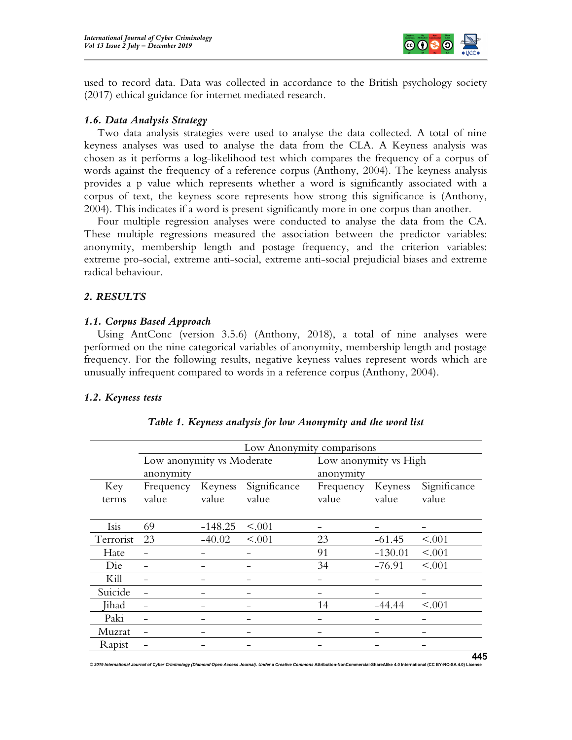used to record data. Data was collected in accordance to the British psychology society (2017) ethical guidance for internet mediated research.

### *1.6. Data Analysis Strategy*

Two data analysis strategies were used to analyse the data collected. A total of nine keyness analyses was used to analyse the data from the CLA. A Keyness analysis was chosen as it performs a log-likelihood test which compares the frequency of a corpus of words against the frequency of a reference corpus (Anthony, 2004). The keyness analysis provides a p value which represents whether a word is significantly associated with a corpus of text, the keyness score represents how strong this significance is (Anthony, 2004). This indicates if a word is present significantly more in one corpus than another.

Four multiple regression analyses were conducted to analyse the data from the CA. These multiple regressions measured the association between the predictor variables: anonymity, membership length and postage frequency, and the criterion variables: extreme pro-social, extreme anti-social, extreme anti-social prejudicial biases and extreme radical behaviour.

## *2. RESULTS*

### *1.1. Corpus Based Approach*

Using AntConc (version 3.5.6) (Anthony, 2018), a total of nine analyses were performed on the nine categorical variables of anonymity, membership length and postage frequency. For the following results, negative keyness values represent words which are unusually infrequent compared to words in a reference corpus (Anthony, 2004).

### *1.2. Keyness tests*

***Table 1. Keyness analysis for low Anonymity and the word list***

| | Low Anonymity comparisons | | | | | |
|---|---|---|---|---|---|---|
| | Low anonymity vs Moderate anonymity | | | Low anonymity vs High anonymity | | |
| Key terms | Frequency value | Keyness value | Significance value | Frequency value | Keyness value | Significance value |
| Isis | 69 | -148.25 | <.001 | - | - | - |
| Terrorist | 23 | -40.02 | <.001 | 23 | -61.45 | <.001 |
| Hate | - | - | - | 91 | -130.01 | <.001 |
| Die | - | - | - | 34 | -76.91 | <.001 |
| Kill | - | - | - | - | - | - |
| Suicide | - | - | - | - | - | - |
| Jihad | - | - | - | 14 | -44.44 | <.001 |
| Paki | - | - | - | - | - | - |
| Muzrat | - | - | - | - | - | - |
| Rapist | - | - | - | - | - | - |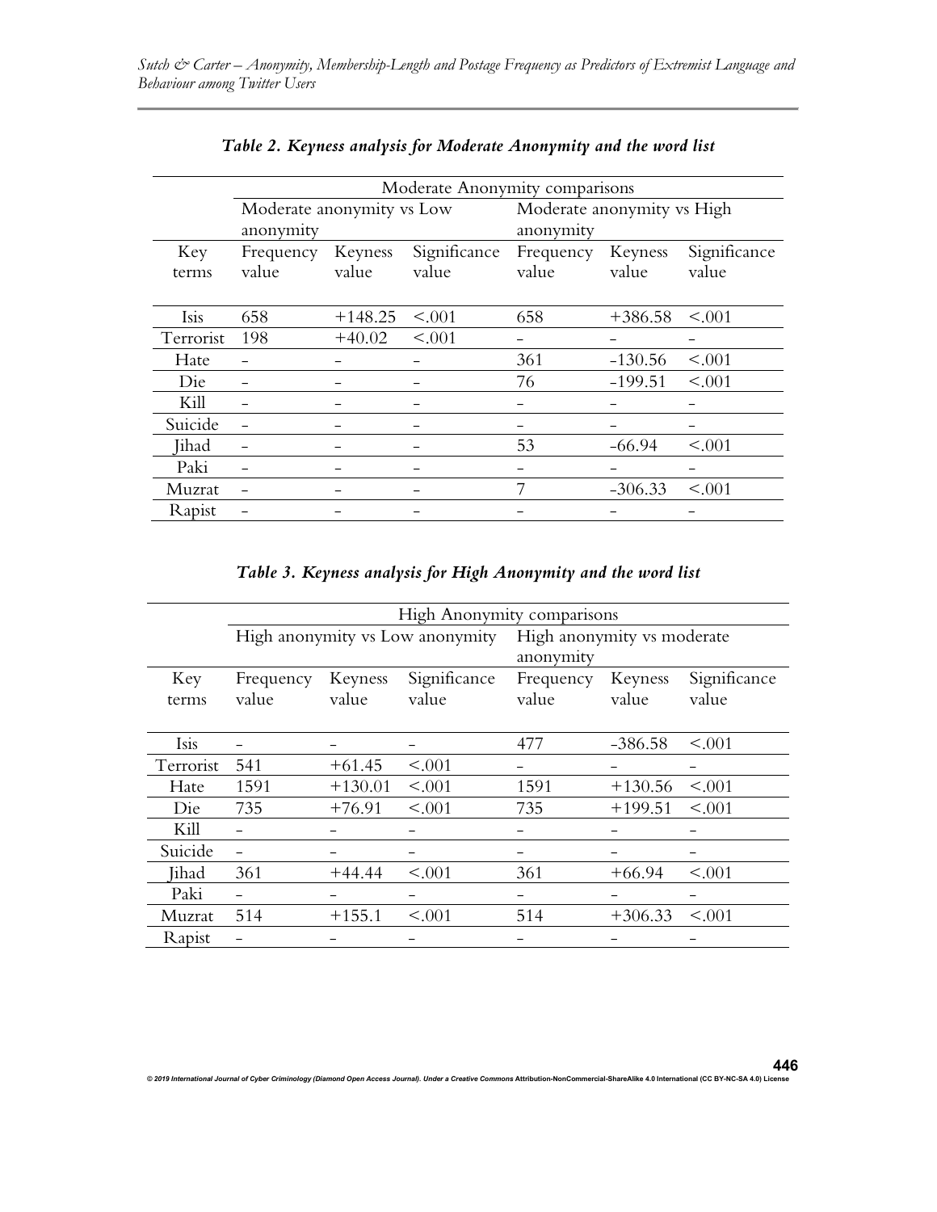***Table 2. Keyness analysis for Moderate Anonymity and the word list***

| | Moderate Anonymity comparisons | | | | | |
|---|---|---|---|---|---|---|
| | Moderate anonymity vs Low anonymity | | | Moderate anonymity vs High anonymity | | |
| Key terms | Frequency value | Keyness value | Significance value | Frequency value | Keyness value | Significance value |
| Isis | 658 | +148.25 | <.001 | 658 | +386.58 | <.001 |
| Terrorist | 198 | +40.02 | <.001 | – | – | – |
| Hate | – | – | – | 361 | -130.56 | <.001 |
| Die | – | – | – | 76 | -199.51 | <.001 |
| Kill | – | – | – | – | – | – |
| Suicide | – | – | – | – | – | – |
| Jihad | – | – | – | 53 | -66.94 | <.001 |
| Paki | – | – | – | – | – | – |
| Muzrat | – | – | – | 7 | -306.33 | <.001 |
| Rapist | – | – | – | – | – | – |

***Table 3. Keyness analysis for High Anonymity and the word list***

| | High Anonymity comparisons | | | | | |
|---|---|---|---|---|---|---|
| | High anonymity vs Low anonymity | | | High anonymity vs moderate anonymity | | |
| Key terms | Frequency value | Keyness value | Significance value | Frequency value | Keyness value | Significance value |
| Isis | – | – | – | 477 | -386.58 | <.001 |
| Terrorist | 541 | +61.45 | <.001 | – | – | – |
| Hate | 1591 | +130.01 | <.001 | 1591 | +130.56 | <.001 |
| Die | 735 | +76.91 | <.001 | 735 | +199.51 | <.001 |
| Kill | – | – | – | – | – | – |
| Suicide | – | – | – | – | – | – |
| Jihad | 361 | +44.44 | <.001 | 361 | +66.94 | <.001 |
| Paki | – | – | – | – | – | – |
| Muzrat | 514 | +155.1 | <.001 | 514 | +306.33 | <.001 |
| Rapist | – | – | – | – | – | – |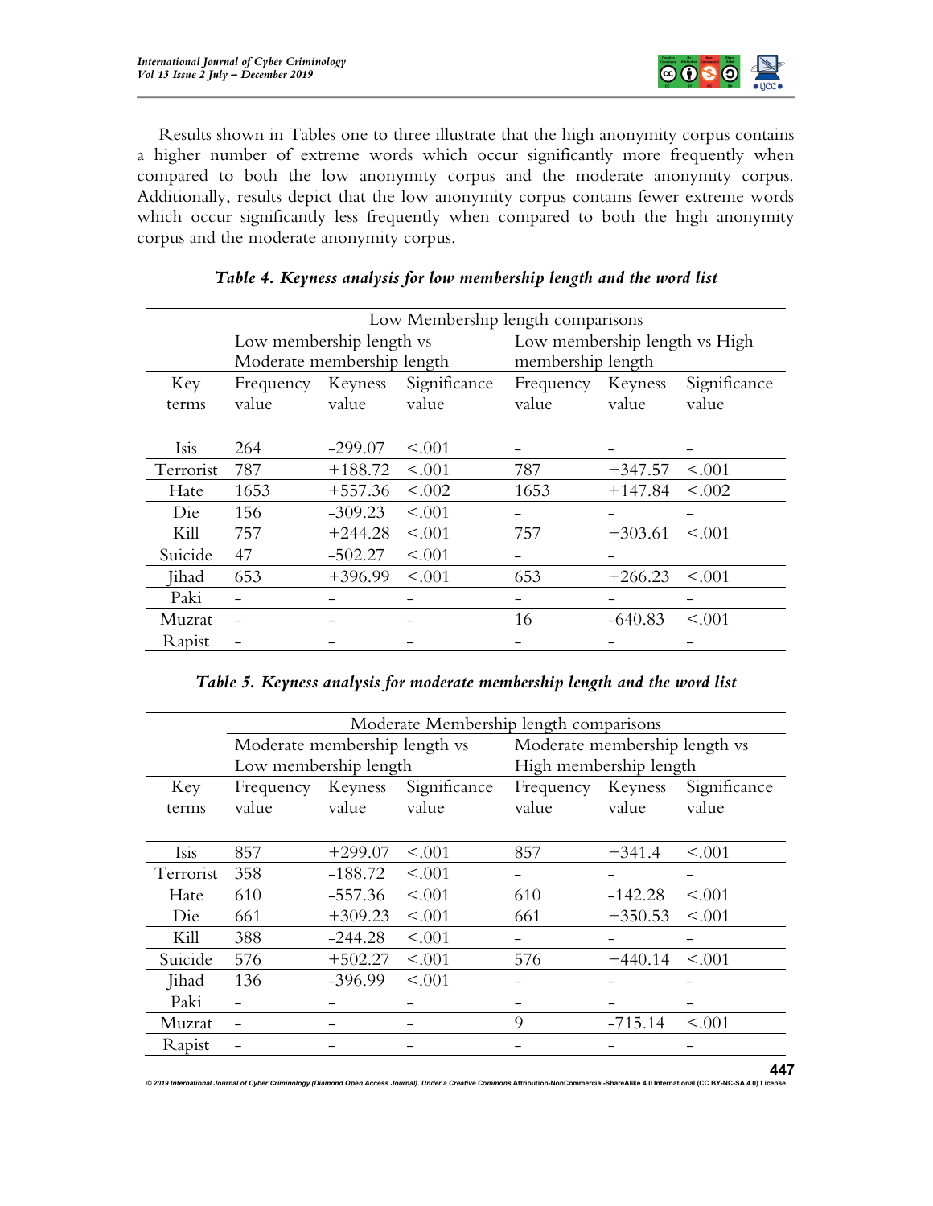Results shown in Tables one to three illustrate that the high anonymity corpus contains a higher number of extreme words which occur significantly more frequently when compared to both the low anonymity corpus and the moderate anonymity corpus. Additionally, results depict that the low anonymity corpus contains fewer extreme words which occur significantly less frequently when compared to both the high anonymity corpus and the moderate anonymity corpus.

***Table 4. Keyness analysis for low membership length and the word list***

| | Low Membership length comparisons | | | | | |
|---|---|---|---|---|---|---|
| | Low membership length vs Moderate membership length | | | Low membership length vs High membership length | | |
| Key terms | Frequency value | Keyness value | Significance value | Frequency value | Keyness value | Significance value |
| Isis | 264 | -299.07 | <.001 | – | – | – |
| Terrorist | 787 | +188.72 | <.001 | 787 | +347.57 | <.001 |
| Hate | 1653 | +557.36 | <.002 | 1653 | +147.84 | <.002 |
| Die | 156 | -309.23 | <.001 | – | – | – |
| Kill | 757 | +244.28 | <.001 | 757 | +303.61 | <.001 |
| Suicide | 47 | -502.27 | <.001 | – | – | |
| Jihad | 653 | +396.99 | <.001 | 653 | +266.23 | <.001 |
| Paki | – | – | – | – | – | – |
| Muzrat | – | – | – | 16 | -640.83 | <.001 |
| Rapist | – | – | – | – | – | – |

***Table 5. Keyness analysis for moderate membership length and the word list***

| | Moderate Membership length comparisons | | | | | |
|---|---|---|---|---|---|---|
| | Moderate membership length vs Low membership length | | | Moderate membership length vs High membership length | | |
| Key terms | Frequency value | Keyness value | Significance value | Frequency value | Keyness value | Significance value |
| Isis | 857 | +299.07 | <.001 | 857 | +341.4 | <.001 |
| Terrorist | 358 | -188.72 | <.001 | – | – | – |
| Hate | 610 | -557.36 | <.001 | 610 | -142.28 | <.001 |
| Die | 661 | +309.23 | <.001 | 661 | +350.53 | <.001 |
| Kill | 388 | -244.28 | <.001 | – | – | – |
| Suicide | 576 | +502.27 | <.001 | 576 | +440.14 | <.001 |
| Jihad | 136 | -396.99 | <.001 | – | – | – |
| Paki | – | – | – | – | – | – |
| Muzrat | – | – | – | 9 | -715.14 | <.001 |
| Rapist | – | – | – | – | – | – |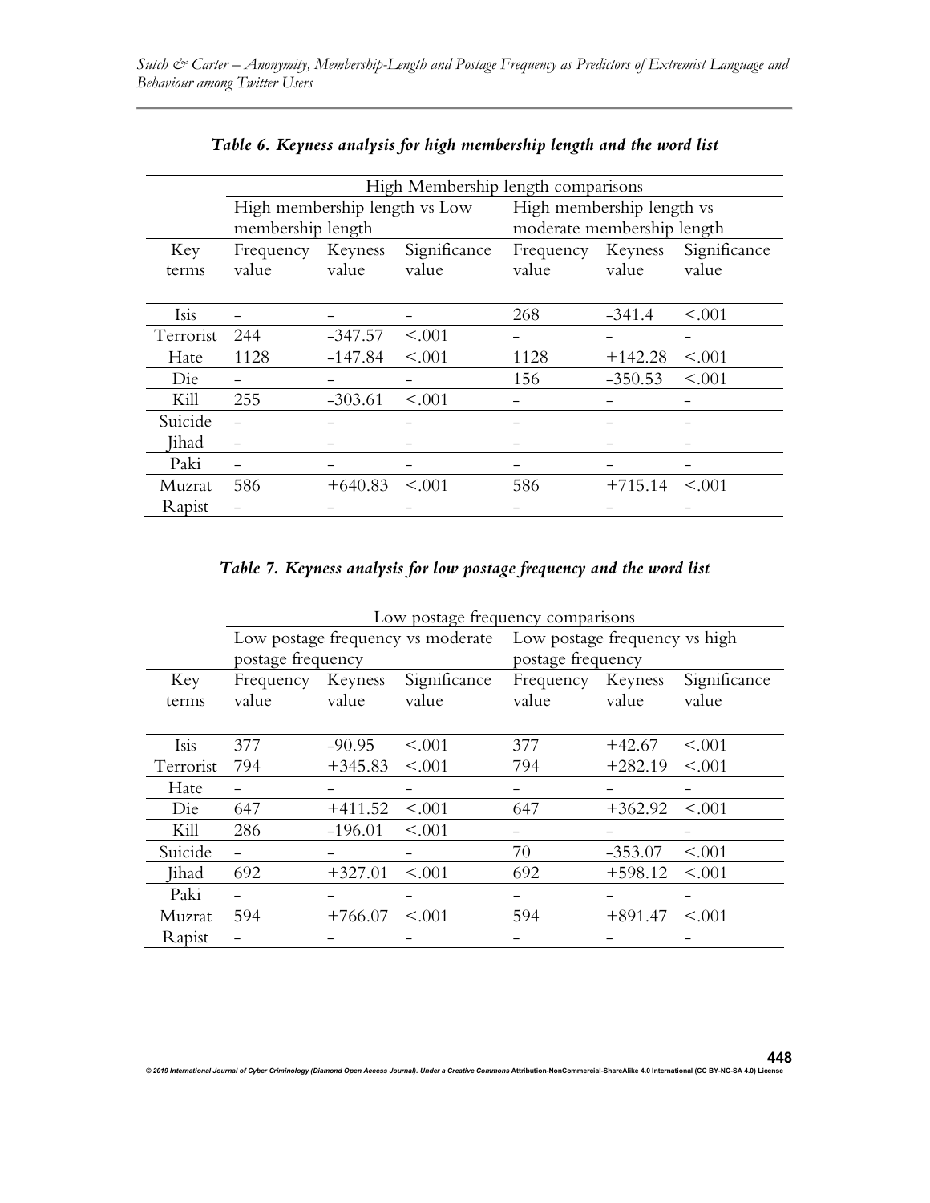***Table 6. Keyness analysis for high membership length and the word list***

| | High Membership length comparisons | | | | | |
|---|---|---|---|---|---|---|
| | High membership length vs Low membership length | | | High membership length vs moderate membership length | | |
| Key terms | Frequency value | Keyness value | Significance value | Frequency value | Keyness value | Significance value |
| Isis | – | – | – | 268 | -341.4 | <.001 |
| Terrorist | 244 | -347.57 | <.001 | – | – | – |
| Hate | 1128 | -147.84 | <.001 | 1128 | +142.28 | <.001 |
| Die | – | – | – | 156 | -350.53 | <.001 |
| Kill | 255 | -303.61 | <.001 | – | – | – |
| Suicide | – | – | – | – | – | – |
| Jihad | – | – | – | – | – | – |
| Paki | – | – | – | – | – | – |
| Muzrat | 586 | +640.83 | <.001 | 586 | +715.14 | <.001 |
| Rapist | – | – | – | – | – | – |

***Table 7. Keyness analysis for low postage frequency and the word list***

| | Low postage frequency comparisons | | | | | |
|---|---|---|---|---|---|---|
| | Low postage frequency vs moderate postage frequency | | | Low postage frequency vs high postage frequency | | |
| Key terms | Frequency value | Keyness value | Significance value | Frequency value | Keyness value | Significance value |
| Isis | 377 | -90.95 | <.001 | 377 | +42.67 | <.001 |
| Terrorist | 794 | +345.83 | <.001 | 794 | +282.19 | <.001 |
| Hate | – | – | – | – | – | – |
| Die | 647 | +411.52 | <.001 | 647 | +362.92 | <.001 |
| Kill | 286 | -196.01 | <.001 | – | – | – |
| Suicide | – | – | – | 70 | -353.07 | <.001 |
| Jihad | 692 | +327.01 | <.001 | 692 | +598.12 | <.001 |
| Paki | – | – | – | – | – | – |
| Muzrat | 594 | +766.07 | <.001 | 594 | +891.47 | <.001 |
| Rapist | – | – | – | – | – | – |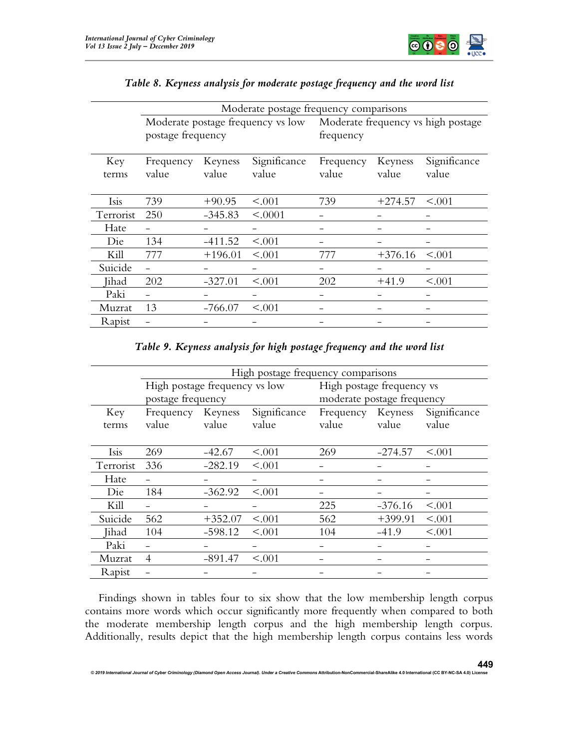*Table 8. Keyness analysis for moderate postage frequency and the word list*

| | Moderate postage frequency comparisons | | | | | |
|---|---|---|---|---|---|---|
| | Moderate postage frequency vs low postage frequency | | | Moderate frequency vs high postage frequency | | |
| Key terms | Frequency value | Keyness value | Significance value | Frequency value | Keyness value | Significance value |
| Isis | 739 | +90.95 | <.001 | 739 | +274.57 | <.001 |
| Terrorist | 250 | -345.83 | <.0001 | – | – | – |
| Hate | – | – | – | – | – | – |
| Die | 134 | -411.52 | <.001 | – | – | – |
| Kill | 777 | +196.01 | <.001 | 777 | +376.16 | <.001 |
| Suicide | – | – | – | – | – | – |
| Jihad | 202 | -327.01 | <.001 | 202 | +41.9 | <.001 |
| Paki | – | – | – | – | – | – |
| Muzrat | 13 | -766.07 | <.001 | – | – | – |
| Rapist | – | – | – | – | – | – |

*Table 9. Keyness analysis for high postage frequency and the word list*

| | High postage frequency comparisons | | | | | |
|---|---|---|---|---|---|---|
| | High postage frequency vs low postage frequency | | | High postage frequency vs moderate postage frequency | | |
| Key terms | Frequency value | Keyness value | Significance value | Frequency value | Keyness value | Significance value |
| Isis | 269 | -42.67 | <.001 | 269 | -274.57 | <.001 |
| Terrorist | 336 | -282.19 | <.001 | – | – | – |
| Hate | – | – | – | – | – | – |
| Die | 184 | -362.92 | <.001 | – | – | – |
| Kill | – | – | – | 225 | -376.16 | <.001 |
| Suicide | 562 | +352.07 | <.001 | 562 | +399.91 | <.001 |
| Jihad | 104 | -598.12 | <.001 | 104 | -41.9 | <.001 |
| Paki | – | – | – | – | – | – |
| Muzrat | 4 | -891.47 | <.001 | – | – | – |
| Rapist | – | – | – | – | – | – |

Findings shown in tables four to six show that the low membership length corpus contains more words which occur significantly more frequently when compared to both the moderate membership length corpus and the high membership length corpus. Additionally, results depict that the high membership length corpus contains less words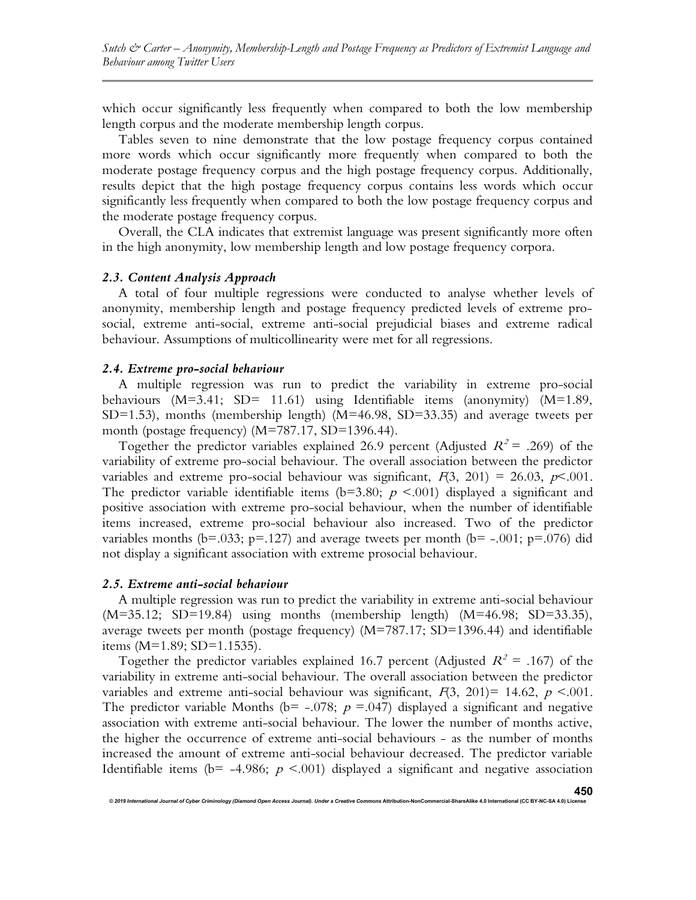which occur significantly less frequently when compared to both the low membership length corpus and the moderate membership length corpus.

Tables seven to nine demonstrate that the low postage frequency corpus contained more words which occur significantly more frequently when compared to both the moderate postage frequency corpus and the high postage frequency corpus. Additionally, results depict that the high postage frequency corpus contains less words which occur significantly less frequently when compared to both the low postage frequency corpus and the moderate postage frequency corpus.

Overall, the CLA indicates that extremist language was present significantly more often in the high anonymity, low membership length and low postage frequency corpora.

### *2.3. Content Analysis Approach*

A total of four multiple regressions were conducted to analyse whether levels of anonymity, membership length and postage frequency predicted levels of extreme pro-social, extreme anti-social, extreme anti-social prejudicial biases and extreme radical behaviour. Assumptions of multicollinearity were met for all regressions.

### *2.4. Extreme pro-social behaviour*

A multiple regression was run to predict the variability in extreme pro-social behaviours (M=3.41; SD= 11.61) using Identifiable items (anonymity) (M=1.89, SD=1.53), months (membership length) (M=46.98, SD=33.35) and average tweets per month (postage frequency) (M=787.17, SD=1396.44).

Together the predictor variables explained 26.9 percent (Adjusted $R^2$ = .269) of the variability of extreme pro-social behaviour. The overall association between the predictor variables and extreme pro-social behaviour was significant, $F(3, 201) = 26.03$, $p<.001$. The predictor variable identifiable items (b=3.80; $p <.001$) displayed a significant and positive association with extreme pro-social behaviour, when the number of identifiable items increased, extreme pro-social behaviour also increased. Two of the predictor variables months (b=.033; p=.127) and average tweets per month (b= -.001; p=.076) did not display a significant association with extreme prosocial behaviour.

### *2.5. Extreme anti-social behaviour*

A multiple regression was run to predict the variability in extreme anti-social behaviour (M=35.12; SD=19.84) using months (membership length) (M=46.98; SD=33.35), average tweets per month (postage frequency) (M=787.17; SD=1396.44) and identifiable items (M=1.89; SD=1.1535).

Together the predictor variables explained 16.7 percent (Adjusted $R^2$ = .167) of the variability in extreme anti-social behaviour. The overall association between the predictor variables and extreme anti-social behaviour was significant, $F(3, 201)= 14.62$, $p <.001$. The predictor variable Months (b= -.078; $p =.047$) displayed a significant and negative association with extreme anti-social behaviour. The lower the number of months active, the higher the occurrence of extreme anti-social behaviours - as the number of months increased the amount of extreme anti-social behaviour decreased. The predictor variable Identifiable items (b= -4.986; $p <.001$) displayed a significant and negative association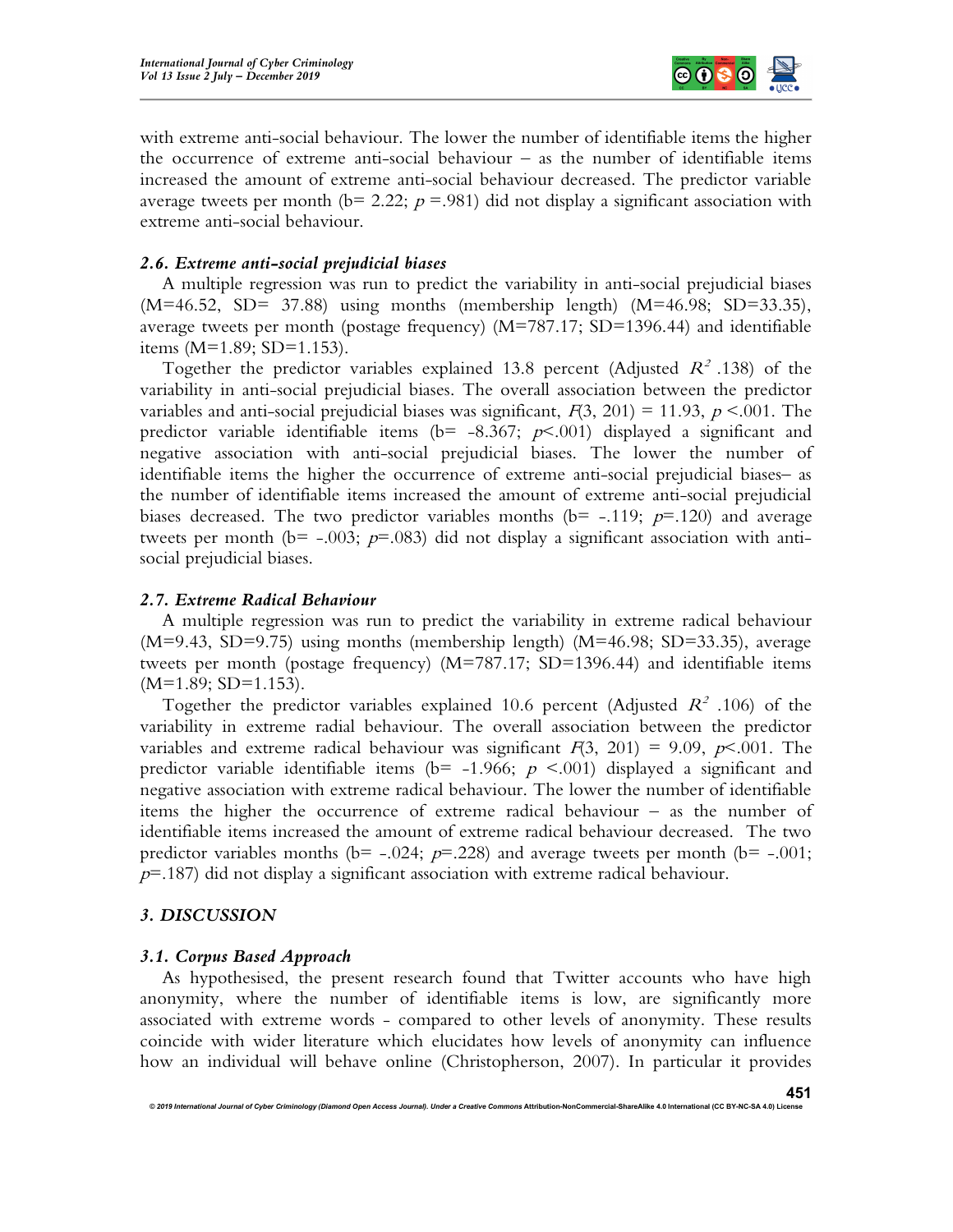with extreme anti-social behaviour. The lower the number of identifiable items the higher the occurrence of extreme anti-social behaviour – as the number of identifiable items increased the amount of extreme anti-social behaviour decreased. The predictor variable average tweets per month (b= 2.22; $p$ =.981) did not display a significant association with extreme anti-social behaviour.

### *2.6. Extreme anti-social prejudicial biases*

A multiple regression was run to predict the variability in anti-social prejudicial biases (M=46.52, SD= 37.88) using months (membership length) (M=46.98; SD=33.35), average tweets per month (postage frequency) (M=787.17; SD=1396.44) and identifiable items (M=1.89; SD=1.153).

Together the predictor variables explained 13.8 percent (Adjusted $R^2$ .138) of the variability in anti-social prejudicial biases. The overall association between the predictor variables and anti-social prejudicial biases was significant, $F(3, 201) = 11.93$, $p$ <.001. The predictor variable identifiable items (b= -8.367; $p$<.001) displayed a significant and negative association with anti-social prejudicial biases. The lower the number of identifiable items the higher the occurrence of extreme anti-social prejudicial biases– as the number of identifiable items increased the amount of extreme anti-social prejudicial biases decreased. The two predictor variables months (b= -.119; $p$=.120) and average tweets per month (b= -.003; $p$=.083) did not display a significant association with anti-social prejudicial biases.

### *2.7. Extreme Radical Behaviour*

A multiple regression was run to predict the variability in extreme radical behaviour (M=9.43, SD=9.75) using months (membership length) (M=46.98; SD=33.35), average tweets per month (postage frequency) (M=787.17; SD=1396.44) and identifiable items (M=1.89; SD=1.153).

Together the predictor variables explained 10.6 percent (Adjusted $R^2$ .106) of the variability in extreme radial behaviour. The overall association between the predictor variables and extreme radical behaviour was significant $F(3, 201) = 9.09$, $p$<.001. The predictor variable identifiable items (b= -1.966; $p$ <.001) displayed a significant and negative association with extreme radical behaviour. The lower the number of identifiable items the higher the occurrence of extreme radical behaviour – as the number of identifiable items increased the amount of extreme radical behaviour decreased. The two predictor variables months (b= -.024; $p$=.228) and average tweets per month (b= -.001; $p$=.187) did not display a significant association with extreme radical behaviour.

## *3. DISCUSSION*

### *3.1. Corpus Based Approach*

As hypothesised, the present research found that Twitter accounts who have high anonymity, where the number of identifiable items is low, are significantly more associated with extreme words - compared to other levels of anonymity. These results coincide with wider literature which elucidates how levels of anonymity can influence how an individual will behave online (Christopherson, 2007). In particular it provides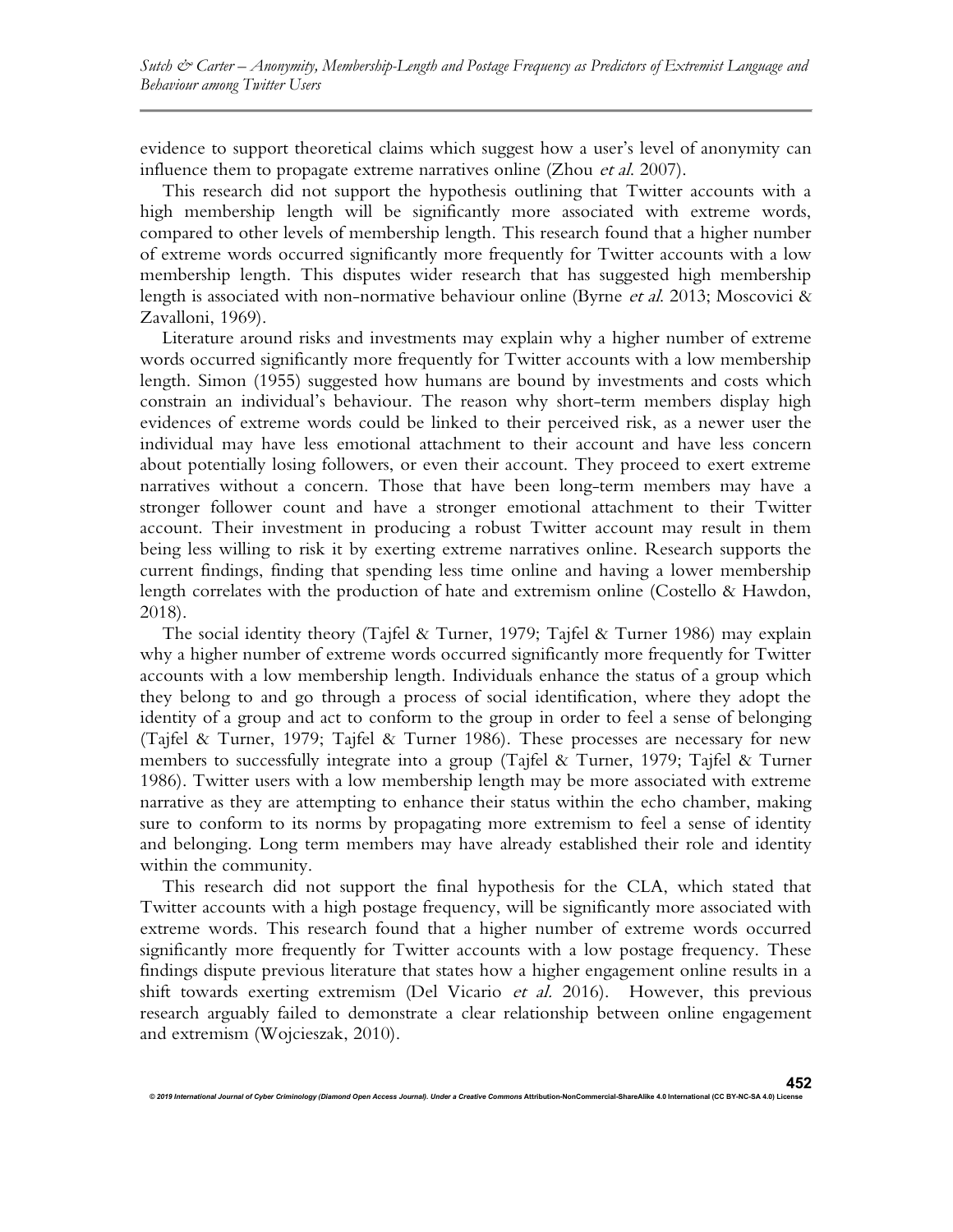evidence to support theoretical claims which suggest how a user's level of anonymity can influence them to propagate extreme narratives online (Zhou *et al.* 2007).

This research did not support the hypothesis outlining that Twitter accounts with a high membership length will be significantly more associated with extreme words, compared to other levels of membership length. This research found that a higher number of extreme words occurred significantly more frequently for Twitter accounts with a low membership length. This disputes wider research that has suggested high membership length is associated with non-normative behaviour online (Byrne *et al.* 2013; Moscovici & Zavalloni, 1969).

Literature around risks and investments may explain why a higher number of extreme words occurred significantly more frequently for Twitter accounts with a low membership length. Simon (1955) suggested how humans are bound by investments and costs which constrain an individual's behaviour. The reason why short-term members display high evidences of extreme words could be linked to their perceived risk, as a newer user the individual may have less emotional attachment to their account and have less concern about potentially losing followers, or even their account. They proceed to exert extreme narratives without a concern. Those that have been long-term members may have a stronger follower count and have a stronger emotional attachment to their Twitter account. Their investment in producing a robust Twitter account may result in them being less willing to risk it by exerting extreme narratives online. Research supports the current findings, finding that spending less time online and having a lower membership length correlates with the production of hate and extremism online (Costello & Hawdon, 2018).

The social identity theory (Tajfel & Turner, 1979; Tajfel & Turner 1986) may explain why a higher number of extreme words occurred significantly more frequently for Twitter accounts with a low membership length. Individuals enhance the status of a group which they belong to and go through a process of social identification, where they adopt the identity of a group and act to conform to the group in order to feel a sense of belonging (Tajfel & Turner, 1979; Tajfel & Turner 1986). These processes are necessary for new members to successfully integrate into a group (Tajfel & Turner, 1979; Tajfel & Turner 1986). Twitter users with a low membership length may be more associated with extreme narrative as they are attempting to enhance their status within the echo chamber, making sure to conform to its norms by propagating more extremism to feel a sense of identity and belonging. Long term members may have already established their role and identity within the community.

This research did not support the final hypothesis for the CLA, which stated that Twitter accounts with a high postage frequency, will be significantly more associated with extreme words. This research found that a higher number of extreme words occurred significantly more frequently for Twitter accounts with a low postage frequency. These findings dispute previous literature that states how a higher engagement online results in a shift towards exerting extremism (Del Vicario *et al.* 2016). However, this previous research arguably failed to demonstrate a clear relationship between online engagement and extremism (Wojcieszak, 2010).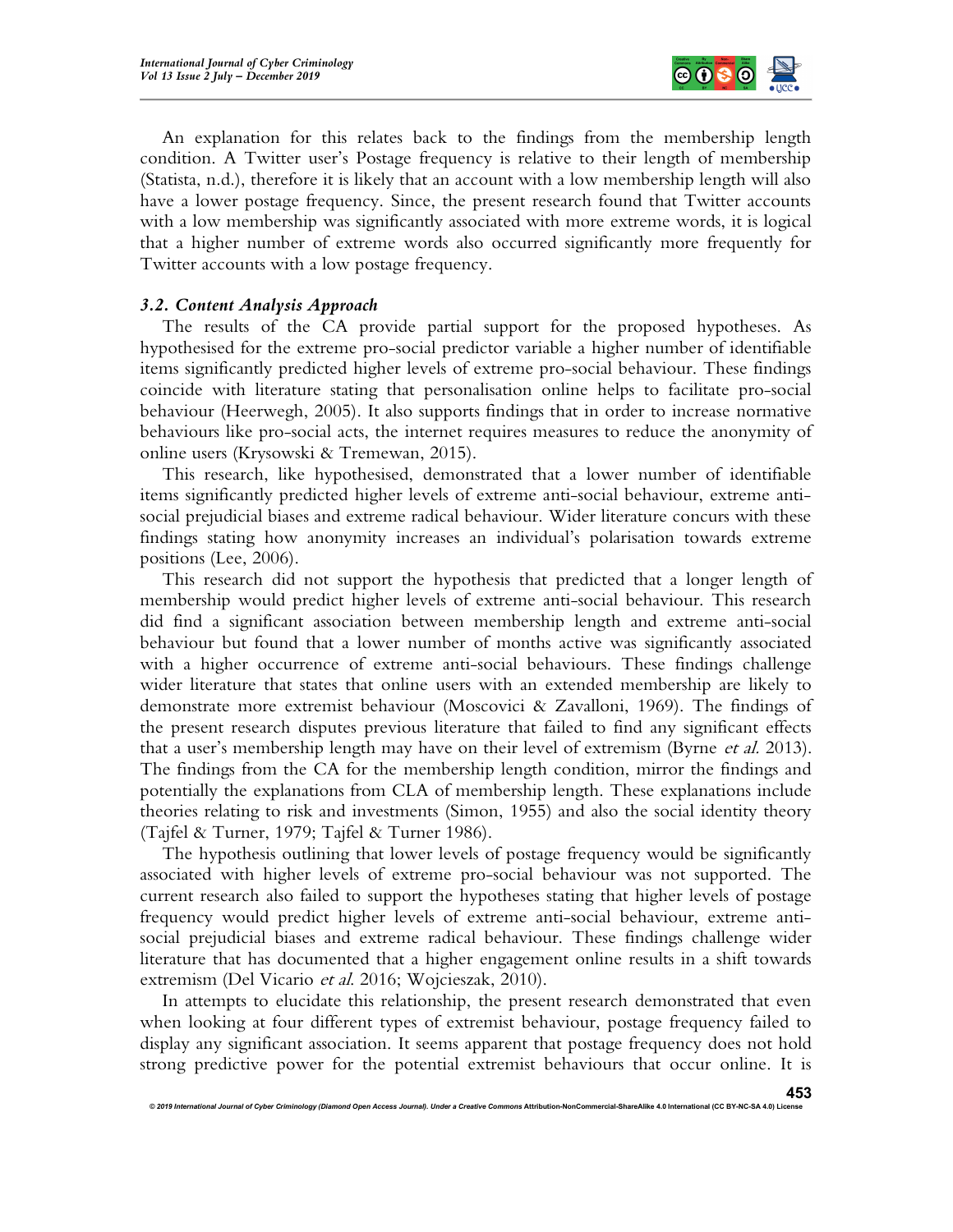An explanation for this relates back to the findings from the membership length condition. A Twitter user's Postage frequency is relative to their length of membership (Statista, n.d.), therefore it is likely that an account with a low membership length will also have a lower postage frequency. Since, the present research found that Twitter accounts with a low membership was significantly associated with more extreme words, it is logical that a higher number of extreme words also occurred significantly more frequently for Twitter accounts with a low postage frequency.

### *3.2. Content Analysis Approach*

The results of the CA provide partial support for the proposed hypotheses. As hypothesised for the extreme pro-social predictor variable a higher number of identifiable items significantly predicted higher levels of extreme pro-social behaviour. These findings coincide with literature stating that personalisation online helps to facilitate pro-social behaviour (Heerwegh, 2005). It also supports findings that in order to increase normative behaviours like pro-social acts, the internet requires measures to reduce the anonymity of online users (Krysowski & Tremewan, 2015).

This research, like hypothesised, demonstrated that a lower number of identifiable items significantly predicted higher levels of extreme anti-social behaviour, extreme anti-social prejudicial biases and extreme radical behaviour. Wider literature concurs with these findings stating how anonymity increases an individual's polarisation towards extreme positions (Lee, 2006).

This research did not support the hypothesis that predicted that a longer length of membership would predict higher levels of extreme anti-social behaviour. This research did find a significant association between membership length and extreme anti-social behaviour but found that a lower number of months active was significantly associated with a higher occurrence of extreme anti-social behaviours. These findings challenge wider literature that states that online users with an extended membership are likely to demonstrate more extremist behaviour (Moscovici & Zavalloni, 1969). The findings of the present research disputes previous literature that failed to find any significant effects that a user's membership length may have on their level of extremism (Byrne *et al.* 2013). The findings from the CA for the membership length condition, mirror the findings and potentially the explanations from CLA of membership length. These explanations include theories relating to risk and investments (Simon, 1955) and also the social identity theory (Tajfel & Turner, 1979; Tajfel & Turner 1986).

The hypothesis outlining that lower levels of postage frequency would be significantly associated with higher levels of extreme pro-social behaviour was not supported. The current research also failed to support the hypotheses stating that higher levels of postage frequency would predict higher levels of extreme anti-social behaviour, extreme anti-social prejudicial biases and extreme radical behaviour. These findings challenge wider literature that has documented that a higher engagement online results in a shift towards extremism (Del Vicario *et al.* 2016; Wojcieszak, 2010).

In attempts to elucidate this relationship, the present research demonstrated that even when looking at four different types of extremist behaviour, postage frequency failed to display any significant association. It seems apparent that postage frequency does not hold strong predictive power for the potential extremist behaviours that occur online. It is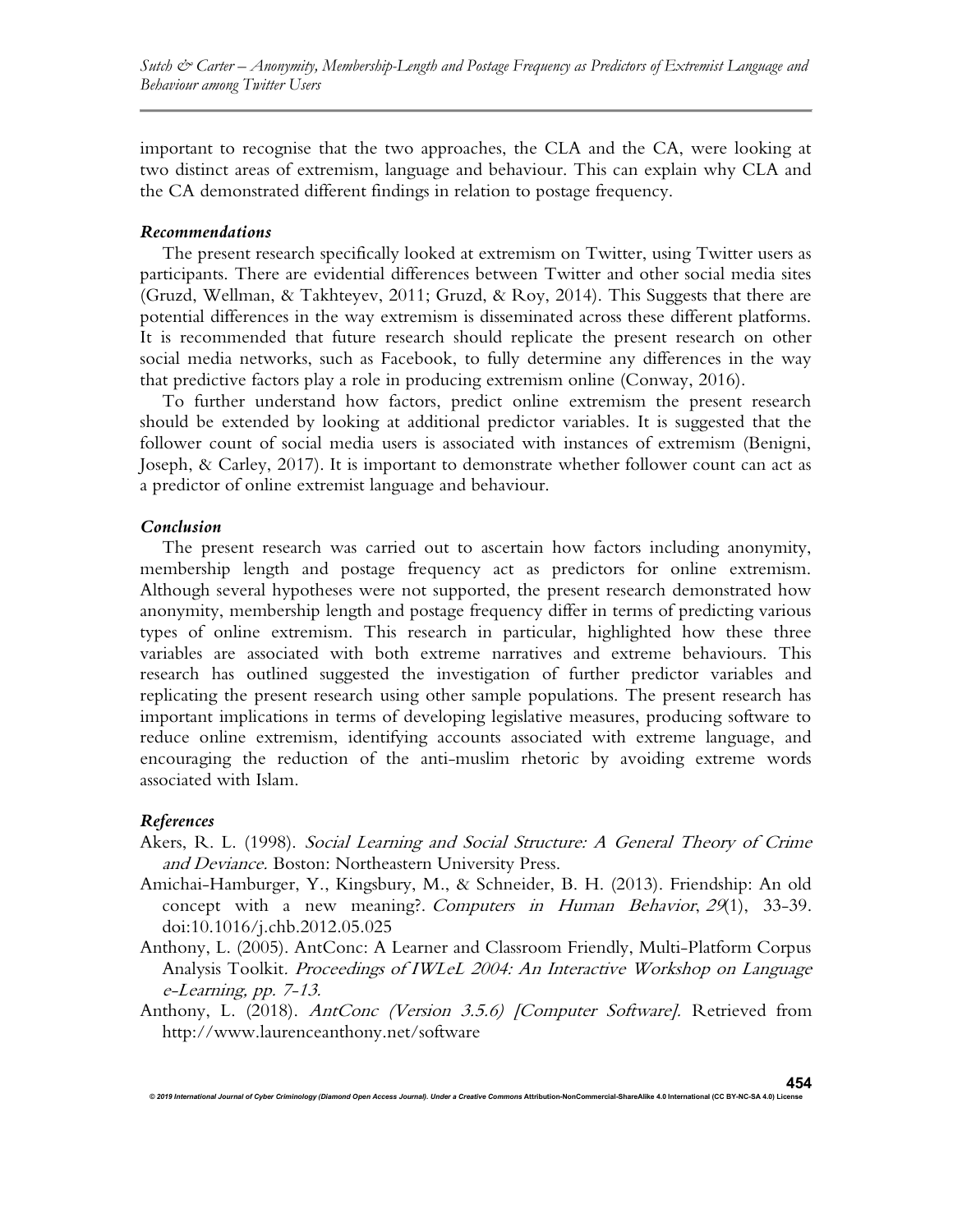important to recognise that the two approaches, the CLA and the CA, were looking at two distinct areas of extremism, language and behaviour. This can explain why CLA and the CA demonstrated different findings in relation to postage frequency.

### *Recommendations*

The present research specifically looked at extremism on Twitter, using Twitter users as participants. There are evidential differences between Twitter and other social media sites (Gruzd, Wellman, & Takhteyev, 2011; Gruzd, & Roy, 2014). This Suggests that there are potential differences in the way extremism is disseminated across these different platforms. It is recommended that future research should replicate the present research on other social media networks, such as Facebook, to fully determine any differences in the way that predictive factors play a role in producing extremism online (Conway, 2016).

To further understand how factors, predict online extremism the present research should be extended by looking at additional predictor variables. It is suggested that the follower count of social media users is associated with instances of extremism (Benigni, Joseph, & Carley, 2017). It is important to demonstrate whether follower count can act as a predictor of online extremist language and behaviour.

### *Conclusion*

The present research was carried out to ascertain how factors including anonymity, membership length and postage frequency act as predictors for online extremism. Although several hypotheses were not supported, the present research demonstrated how anonymity, membership length and postage frequency differ in terms of predicting various types of online extremism. This research in particular, highlighted how these three variables are associated with both extreme narratives and extreme behaviours. This research has outlined suggested the investigation of further predictor variables and replicating the present research using other sample populations. The present research has important implications in terms of developing legislative measures, producing software to reduce online extremism, identifying accounts associated with extreme language, and encouraging the reduction of the anti-muslim rhetoric by avoiding extreme words associated with Islam.

### *References*

Akers, R. L. (1998). *Social Learning and Social Structure: A General Theory of Crime and Deviance.* Boston: Northeastern University Press.

Amichai-Hamburger, Y., Kingsbury, M., & Schneider, B. H. (2013). Friendship: An old concept with a new meaning?. *Computers in Human Behavior*, *29*(1), 33-39. doi:10.1016/j.chb.2012.05.025

Anthony, L. (2005). AntConc: A Learner and Classroom Friendly, Multi-Platform Corpus Analysis Toolkit. *Proceedings of IWLeL 2004: An Interactive Workshop on Language e-Learning, pp. 7-13.*

Anthony, L. (2018). *AntConc (Version 3.5.6) [Computer Software].* Retrieved from http://www.laurenceanthony.net/software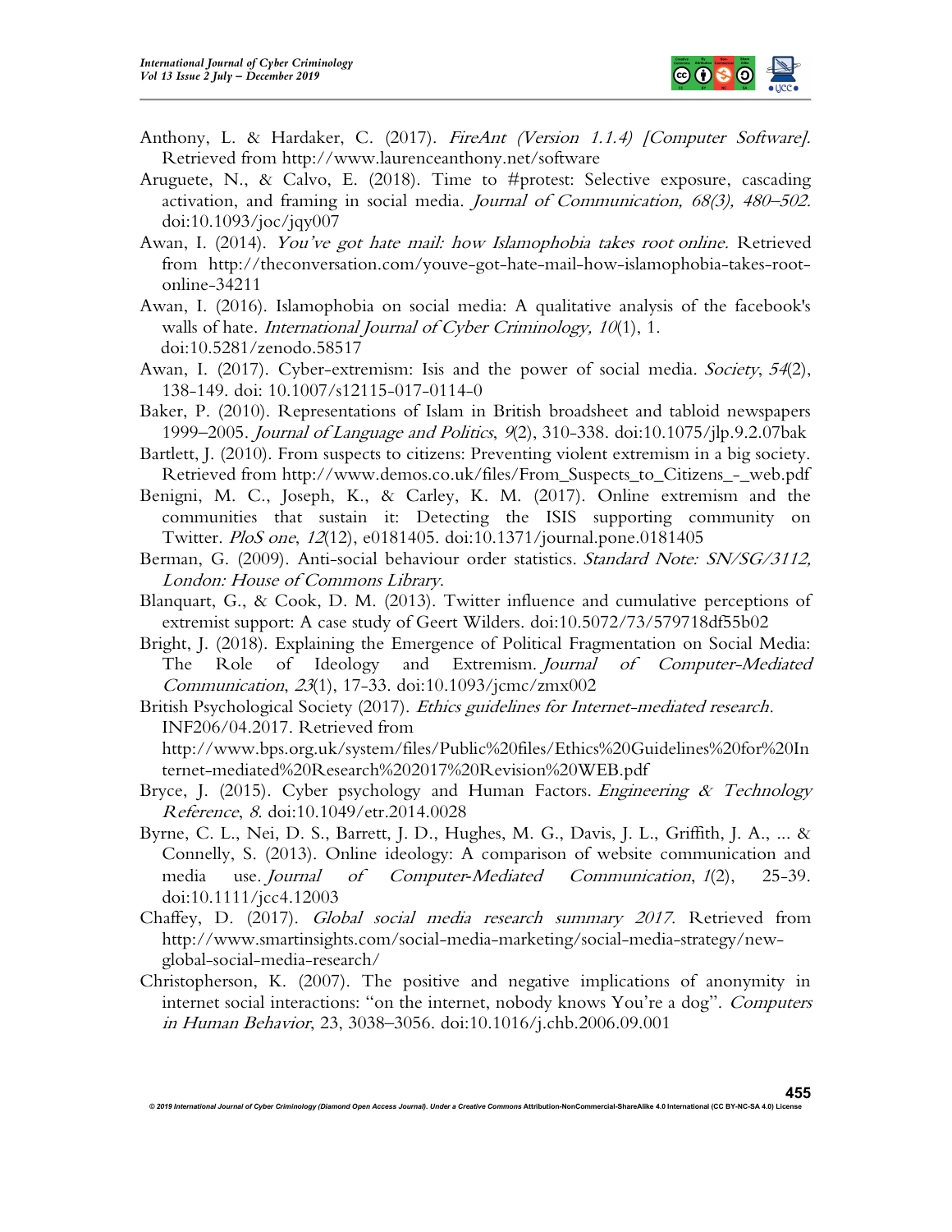Anthony, L. & Hardaker, C. (2017). *FireAnt (Version 1.1.4) [Computer Software].* Retrieved from http://www.laurenceanthony.net/software

Aruguete, N., & Calvo, E. (2018). Time to #protest: Selective exposure, cascading activation, and framing in social media. *Journal of Communication, 68(3), 480–502.* doi:10.1093/joc/jqy007

Awan, I. (2014). *You've got hate mail: how Islamophobia takes root online.* Retrieved from http://theconversation.com/youve-got-hate-mail-how-islamophobia-takes-root-online-34211

Awan, I. (2016). Islamophobia on social media: A qualitative analysis of the facebook's walls of hate. *International Journal of Cyber Criminology, 10*(1), 1. doi:10.5281/zenodo.58517

Awan, I. (2017). Cyber-extremism: Isis and the power of social media. *Society*, *54*(2), 138-149. doi: 10.1007/s12115-017-0114-0

Baker, P. (2010). Representations of Islam in British broadsheet and tabloid newspapers 1999–2005. *Journal of Language and Politics*, *9*(2), 310-338. doi:10.1075/jlp.9.2.07bak

Bartlett, J. (2010). From suspects to citizens: Preventing violent extremism in a big society. Retrieved from http://www.demos.co.uk/files/From_Suspects_to_Citizens_-_web.pdf

Benigni, M. C., Joseph, K., & Carley, K. M. (2017). Online extremism and the communities that sustain it: Detecting the ISIS supporting community on Twitter. *PloS one*, *12*(12), e0181405. doi:10.1371/journal.pone.0181405

Berman, G. (2009). Anti-social behaviour order statistics. *Standard Note: SN/SG/3112, London: House of Commons Library.*

Blanquart, G., & Cook, D. M. (2013). Twitter influence and cumulative perceptions of extremist support: A case study of Geert Wilders. doi:10.5072/73/579718df55b02

Bright, J. (2018). Explaining the Emergence of Political Fragmentation on Social Media: The Role of Ideology and Extremism. *Journal of Computer-Mediated Communication*, *23*(1), 17-33. doi:10.1093/jcmc/zmx002

British Psychological Society (2017). *Ethics guidelines for Internet-mediated research*. INF206/04.2017. Retrieved from http://www.bps.org.uk/system/files/Public%20files/Ethics%20Guidelines%20for%20Internet-mediated%20Research%202017%20Revision%20WEB.pdf

Bryce, J. (2015). Cyber psychology and Human Factors. *Engineering & Technology Reference*, *8*. doi:10.1049/etr.2014.0028

Byrne, C. L., Nei, D. S., Barrett, J. D., Hughes, M. G., Davis, J. L., Griffith, J. A., ... & Connelly, S. (2013). Online ideology: A comparison of website communication and media use. *Journal of Computer-Mediated Communication*, *1*(2), 25-39. doi:10.1111/jcc4.12003

Chaffey, D. (2017). *Global social media research summary 2017*. Retrieved from http://www.smartinsights.com/social-media-marketing/social-media-strategy/new-global-social-media-research/

Christopherson, K. (2007). The positive and negative implications of anonymity in internet social interactions: "on the internet, nobody knows You're a dog". *Computers in Human Behavior*, 23, 3038–3056. doi:10.1016/j.chb.2006.09.001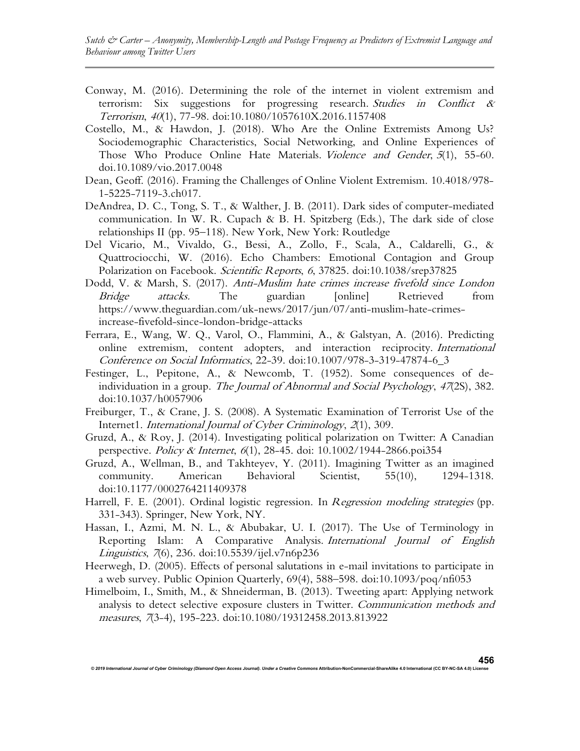Conway, M. (2016). Determining the role of the internet in violent extremism and terrorism: Six suggestions for progressing research. *Studies in Conflict & Terrorism*, *40*(1), 77-98. doi:10.1080/1057610X.2016.1157408

Costello, M., & Hawdon, J. (2018). Who Are the Online Extremists Among Us? Sociodemographic Characteristics, Social Networking, and Online Experiences of Those Who Produce Online Hate Materials. *Violence and Gender*, *5*(1), 55-60. doi.10.1089/vio.2017.0048

Dean, Geoff. (2016). Framing the Challenges of Online Violent Extremism. 10.4018/978-1-5225-7119-3.ch017.

DeAndrea, D. C., Tong, S. T., & Walther, J. B. (2011). Dark sides of computer-mediated communication. In W. R. Cupach & B. H. Spitzberg (Eds.), The dark side of close relationships II (pp. 95–118). New York, New York: Routledge

Del Vicario, M., Vivaldo, G., Bessi, A., Zollo, F., Scala, A., Caldarelli, G., & Quattrociocchi, W. (2016). Echo Chambers: Emotional Contagion and Group Polarization on Facebook. *Scientific Reports*, *6*, 37825. doi:10.1038/srep37825

Dodd, V. & Marsh, S. (2017). *Anti-Muslim hate crimes increase fivefold since London Bridge attacks.* The guardian [online] Retrieved from https://www.theguardian.com/uk-news/2017/jun/07/anti-muslim-hate-crimes-increase-fivefold-since-london-bridge-attacks

Ferrara, E., Wang, W. Q., Varol, O., Flammini, A., & Galstyan, A. (2016). Predicting online extremism, content adopters, and interaction reciprocity. *International Conference on Social Informatics*, 22-39. doi:10.1007/978-3-319-47874-6_3

Festinger, L., Pepitone, A., & Newcomb, T. (1952). Some consequences of de-individuation in a group. *The Journal of Abnormal and Social Psychology*, *47*(2S), 382. doi:10.1037/h0057906

Freiburger, T., & Crane, J. S. (2008). A Systematic Examination of Terrorist Use of the Internet1. *International Journal of Cyber Criminology*, *2*(1), 309.

Gruzd, A., & Roy, J. (2014). Investigating political polarization on Twitter: A Canadian perspective. *Policy & Internet*, *6*(1), 28-45. doi: 10.1002/1944-2866.poi354

Gruzd, A., Wellman, B., and Takhteyev, Y. (2011). Imagining Twitter as an imagined community. American Behavioral Scientist, 55(10), 1294-1318. doi:10.1177/0002764211409378

Harrell, F. E. (2001). Ordinal logistic regression. In *Regression modeling strategies* (pp. 331-343). Springer, New York, NY.

Hassan, I., Azmi, M. N. L., & Abubakar, U. I. (2017). The Use of Terminology in Reporting Islam: A Comparative Analysis. *International Journal of English Linguistics*, *7*(6), 236. doi:10.5539/ijel.v7n6p236

Heerwegh, D. (2005). Effects of personal salutations in e-mail invitations to participate in a web survey. Public Opinion Quarterly, 69(4), 588–598. doi:10.1093/poq/nfi053

Himelboim, I., Smith, M., & Shneiderman, B. (2013). Tweeting apart: Applying network analysis to detect selective exposure clusters in Twitter. *Communication methods and measures*, *7*(3-4), 195-223. doi:10.1080/19312458.2013.813922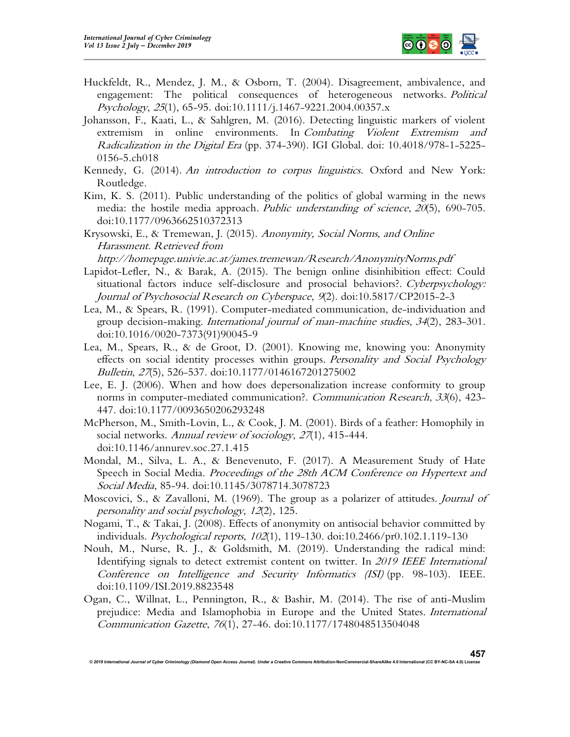Huckfeldt, R., Mendez, J. M., & Osborn, T. (2004). Disagreement, ambivalence, and engagement: The political consequences of heterogeneous networks. *Political Psychology*, *25*(1), 65-95. doi:10.1111/j.1467-9221.2004.00357.x

Johansson, F., Kaati, L., & Sahlgren, M. (2016). Detecting linguistic markers of violent extremism in online environments. In *Combating Violent Extremism and Radicalization in the Digital Era* (pp. 374-390). IGI Global. doi: 10.4018/978-1-5225-0156-5.ch018

Kennedy, G. (2014). *An introduction to corpus linguistics*. Oxford and New York: Routledge.

Kim, K. S. (2011). Public understanding of the politics of global warming in the news media: the hostile media approach. *Public understanding of science*, *20*(5), 690-705. doi:10.1177/0963662510372313

Krysowski, E., & Tremewan, J. (2015). *Anonymity, Social Norms, and Online Harassment. Retrieved from http://homepage.univie.ac.at/james.tremewan/Research/AnonymityNorms.pdf*

Lapidot-Lefler, N., & Barak, A. (2015). The benign online disinhibition effect: Could situational factors induce self-disclosure and prosocial behaviors?. *Cyberpsychology: Journal of Psychosocial Research on Cyberspace*, *9*(2). doi:10.5817/CP2015-2-3

Lea, M., & Spears, R. (1991). Computer-mediated communication, de-individuation and group decision-making. *International journal of man-machine studies*, *34*(2), 283-301. doi:10.1016/0020-7373(91)90045-9

Lea, M., Spears, R., & de Groot, D. (2001). Knowing me, knowing you: Anonymity effects on social identity processes within groups. *Personality and Social Psychology Bulletin*, *27*(5), 526-537. doi:10.1177/0146167201275002

Lee, E. J. (2006). When and how does depersonalization increase conformity to group norms in computer-mediated communication?. *Communication Research*, *33*(6), 423-447. doi:10.1177/0093650206293248

McPherson, M., Smith-Lovin, L., & Cook, J. M. (2001). Birds of a feather: Homophily in social networks. *Annual review of sociology*, *27*(1), 415-444. doi:10.1146/annurev.soc.27.1.415

Mondal, M., Silva, L. A., & Benevenuto, F. (2017). A Measurement Study of Hate Speech in Social Media. *Proceedings of the 28th ACM Conference on Hypertext and Social Media*, 85-94. doi:10.1145/3078714.3078723

Moscovici, S., & Zavalloni, M. (1969). The group as a polarizer of attitudes. *Journal of personality and social psychology*, *12*(2), 125.

Nogami, T., & Takai, J. (2008). Effects of anonymity on antisocial behavior committed by individuals. *Psychological reports*, *102*(1), 119-130. doi:10.2466/pr0.102.1.119-130

Nouh, M., Nurse, R. J., & Goldsmith, M. (2019). Understanding the radical mind: Identifying signals to detect extremist content on twitter. In *2019 IEEE International Conference on Intelligence and Security Informatics (ISI)* (pp. 98-103). IEEE. doi:10.1109/ISI.2019.8823548

Ogan, C., Willnat, L., Pennington, R., & Bashir, M. (2014). The rise of anti-Muslim prejudice: Media and Islamophobia in Europe and the United States. *International Communication Gazette*, *76*(1), 27-46. doi:10.1177/1748048513504048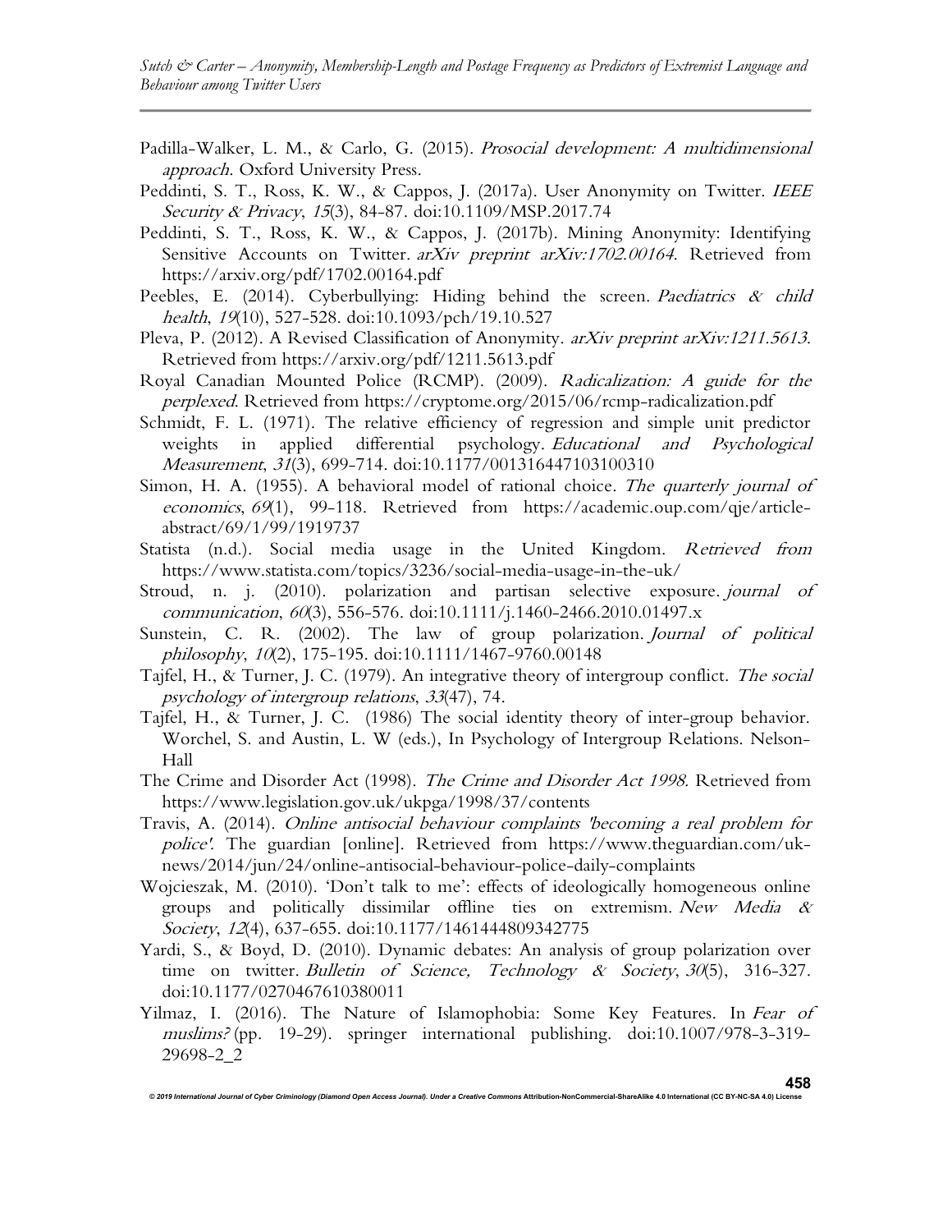Padilla-Walker, L. M., & Carlo, G. (2015). *Prosocial development: A multidimensional approach*. Oxford University Press.

Peddinti, S. T., Ross, K. W., & Cappos, J. (2017a). User Anonymity on Twitter. *IEEE Security & Privacy*, *15*(3), 84-87. doi:10.1109/MSP.2017.74

Peddinti, S. T., Ross, K. W., & Cappos, J. (2017b). Mining Anonymity: Identifying Sensitive Accounts on Twitter. *arXiv preprint arXiv:1702.00164*. Retrieved from https://arxiv.org/pdf/1702.00164.pdf

Peebles, E. (2014). Cyberbullying: Hiding behind the screen. *Paediatrics & child health*, *19*(10), 527-528. doi:10.1093/pch/19.10.527

Pleva, P. (2012). A Revised Classification of Anonymity. *arXiv preprint arXiv:1211.5613*. Retrieved from https://arxiv.org/pdf/1211.5613.pdf

Royal Canadian Mounted Police (RCMP). (2009). *Radicalization: A guide for the perplexed*. Retrieved from https://cryptome.org/2015/06/rcmp-radicalization.pdf

Schmidt, F. L. (1971). The relative efficiency of regression and simple unit predictor weights in applied differential psychology. *Educational and Psychological Measurement*, *31*(3), 699-714. doi:10.1177/001316447103100310

Simon, H. A. (1955). A behavioral model of rational choice. *The quarterly journal of economics*, *69*(1), 99-118. Retrieved from https://academic.oup.com/qje/article-abstract/69/1/99/1919737

Statista (n.d.). Social media usage in the United Kingdom. *Retrieved from* https://www.statista.com/topics/3236/social-media-usage-in-the-uk/

Stroud, n. j. (2010). polarization and partisan selective exposure. *journal of communication*, *60*(3), 556-576. doi:10.1111/j.1460-2466.2010.01497.x

Sunstein, C. R. (2002). The law of group polarization. *Journal of political philosophy*, *10*(2), 175-195. doi:10.1111/1467-9760.00148

Tajfel, H., & Turner, J. C. (1979). An integrative theory of intergroup conflict. *The social psychology of intergroup relations*, *33*(47), 74.

Tajfel, H., & Turner, J. C. (1986) The social identity theory of inter-group behavior. Worchel, S. and Austin, L. W (eds.), In Psychology of Intergroup Relations. Nelson-Hall

The Crime and Disorder Act (1998). *The Crime and Disorder Act 1998*. Retrieved from https://www.legislation.gov.uk/ukpga/1998/37/contents

Travis, A. (2014). *Online antisocial behaviour complaints 'becoming a real problem for police'*. The guardian [online]. Retrieved from https://www.theguardian.com/uk-news/2014/jun/24/online-antisocial-behaviour-police-daily-complaints

Wojcieszak, M. (2010). 'Don't talk to me': effects of ideologically homogeneous online groups and politically dissimilar offline ties on extremism. *New Media & Society*, *12*(4), 637-655. doi:10.1177/1461444809342775

Yardi, S., & Boyd, D. (2010). Dynamic debates: An analysis of group polarization over time on twitter. *Bulletin of Science, Technology & Society*, *30*(5), 316-327. doi:10.1177/0270467610380011

Yilmaz, I. (2016). The Nature of Islamophobia: Some Key Features. In *Fear of muslims?* (pp. 19-29). springer international publishing. doi:10.1007/978-3-319-29698-2_2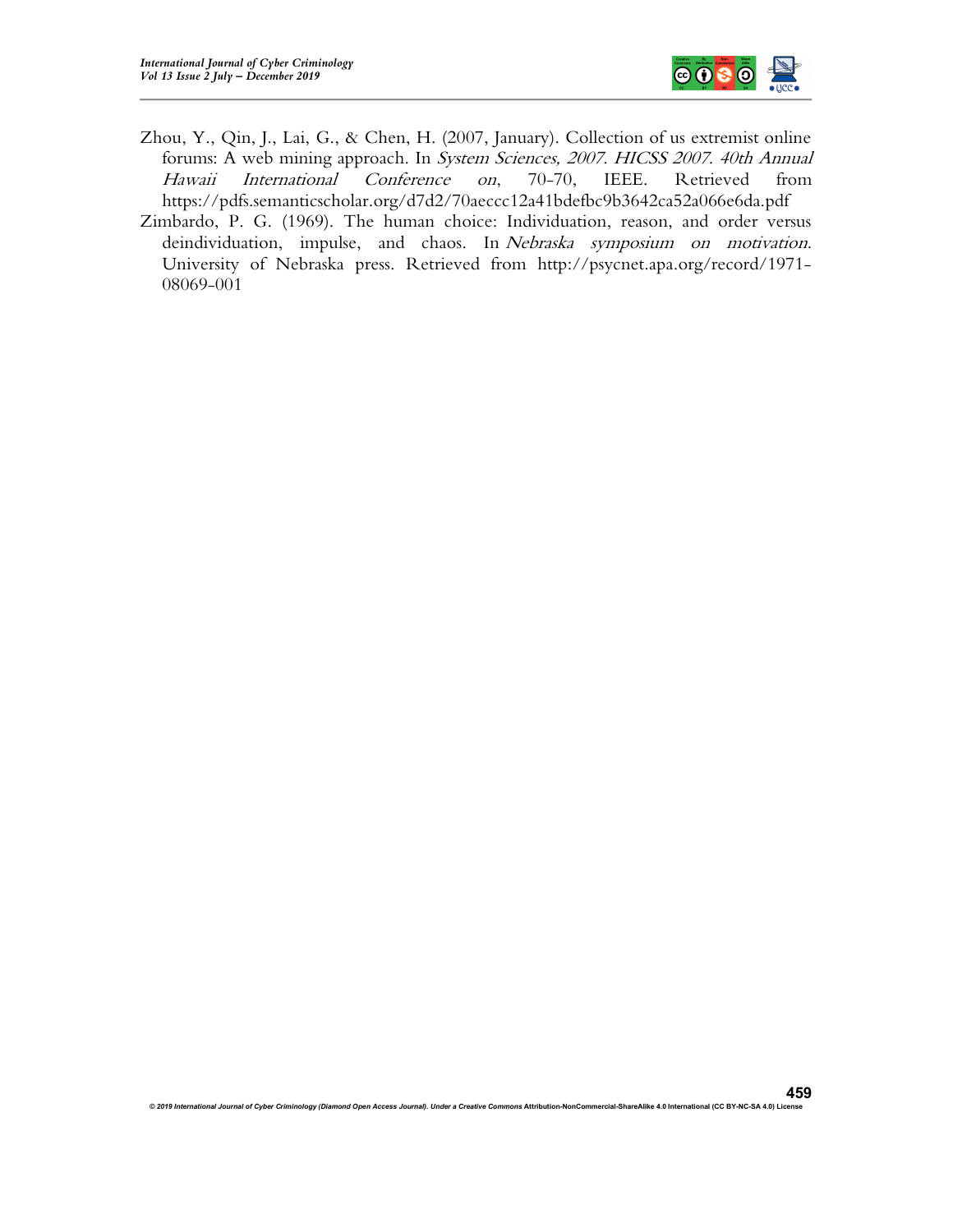Zhou, Y., Qin, J., Lai, G., & Chen, H. (2007, January). Collection of us extremist online forums: A web mining approach. In *System Sciences, 2007. HICSS 2007. 40th Annual Hawaii International Conference on*, 70-70, IEEE. Retrieved from https://pdfs.semanticscholar.org/d7d2/70aeccc12a41bdefbc9b3642ca52a066e6da.pdf

Zimbardo, P. G. (1969). The human choice: Individuation, reason, and order versus deindividuation, impulse, and chaos. In *Nebraska symposium on motivation*. University of Nebraska press. Retrieved from http://psycnet.apa.org/record/1971-08069-001